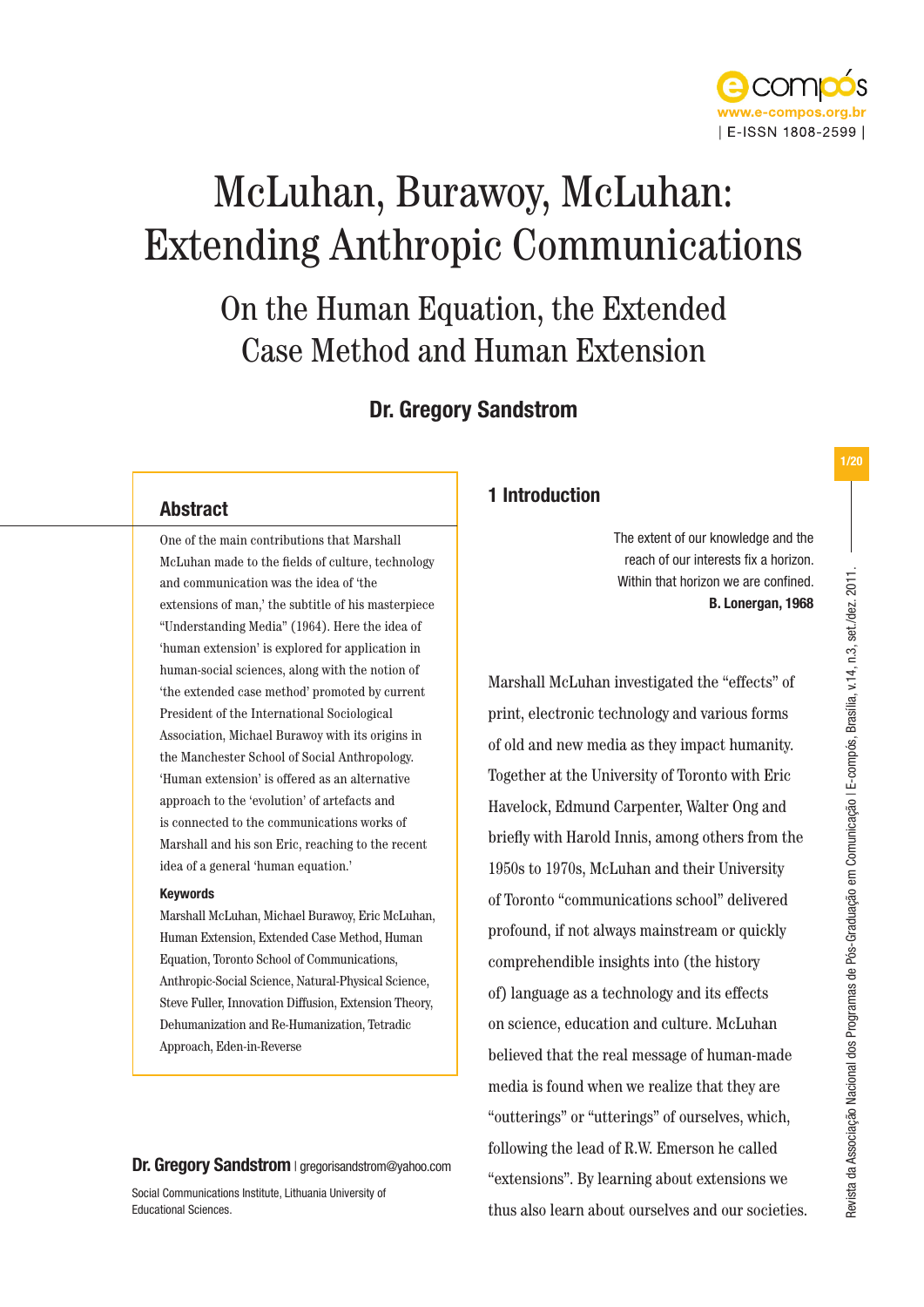# McLuhan, Burawoy, McLuhan: Extending Anthropic Communications

## On the Human Equation, the Extended Case Method and Human Extension

**Dr. Gregory Sandstrom**

### Abstract

One of the main contributions that Marshall McLuhan made to the fields of culture, technology and communication was the idea of 'the extensions of man,' the subtitle of his masterpiece "Understanding Media" (1964). Here the idea of 'human extension' is explored for application in human-social sciences, along with the notion of 'the extended case method' promoted by current President of the International Sociological Association, Michael Burawoy with its origins in the Manchester School of Social Anthropology. 'Human extension' is offered as an alternative approach to the 'evolution' of artefacts and is connected to the communications works of Marshall and his son Eric, reaching to the recent idea of a general 'human equation.'

**Keywords**

Marshall McLuhan, Michael Burawoy, Eric McLuhan, Human Extension, Extended Case Method, Human Equation, Toronto School of Communications, Anthropic-Social Science, Natural-Physical Science, Steve Fuller, Innovation Diffusion, Extension Theory, Dehumanization and Re-Humanization, Tetradic Approach, Eden-in-Reverse

**Dr. Gregory Sandstrom** | gregorisandstrom@yahoo.com

Social Communications Institute, Lithuania University of Educational Sciences.

## 1 Introduction

> The extent of our knowledge and the reach of our interests fix a horizon. Within that horizon we are confined.
> **B. Lonergan, 1968**

Marshall McLuhan investigated the "effects" of print, electronic technology and various forms of old and new media as they impact humanity. Together at the University of Toronto with Eric Havelock, Edmund Carpenter, Walter Ong and briefly with Harold Innis, among others from the 1950s to 1970s, McLuhan and their University of Toronto "communications school" delivered profound, if not always mainstream or quickly comprehendible insights into (the history of) language as a technology and its effects on science, education and culture. McLuhan believed that the real message of human-made media is found when we realize that they are "outterings" or "utterings" of ourselves, which, following the lead of R.W. Emerson he called "extensions". By learning about extensions we thus also learn about ourselves and our societies.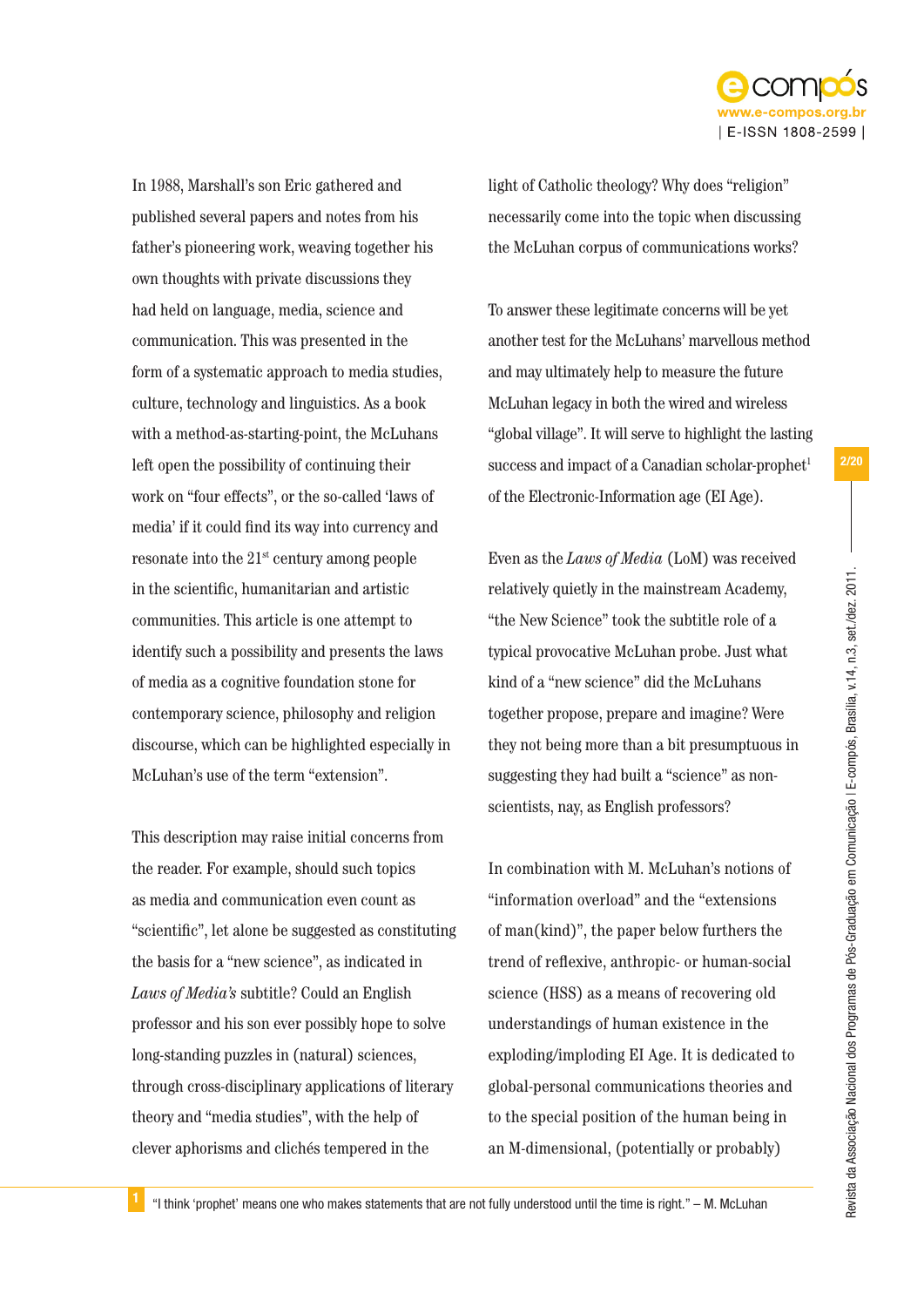In 1988, Marshall's son Eric gathered and published several papers and notes from his father's pioneering work, weaving together his own thoughts with private discussions they had held on language, media, science and communication. This was presented in the form of a systematic approach to media studies, culture, technology and linguistics. As a book with a method-as-starting-point, the McLuhans left open the possibility of continuing their work on "four effects", or the so-called 'laws of media' if it could find its way into currency and resonate into the 21st century among people in the scientific, humanitarian and artistic communities. This article is one attempt to identify such a possibility and presents the laws of media as a cognitive foundation stone for contemporary science, philosophy and religion discourse, which can be highlighted especially in McLuhan's use of the term "extension".

This description may raise initial concerns from the reader. For example, should such topics as media and communication even count as "scientific", let alone be suggested as constituting the basis for a "new science", as indicated in *Laws of Media's* subtitle? Could an English professor and his son ever possibly hope to solve long-standing puzzles in (natural) sciences, through cross-disciplinary applications of literary theory and "media studies", with the help of clever aphorisms and clichés tempered in the light of Catholic theology? Why does "religion" necessarily come into the topic when discussing the McLuhan corpus of communications works?

To answer these legitimate concerns will be yet another test for the McLuhans' marvellous method and may ultimately help to measure the future McLuhan legacy in both the wired and wireless "global village". It will serve to highlight the lasting success and impact of a Canadian scholar-prophet[1] of the Electronic-Information age (EI Age).

Even as the *Laws of Media* (LoM) was received relatively quietly in the mainstream Academy, "the New Science" took the subtitle role of a typical provocative McLuhan probe. Just what kind of a "new science" did the McLuhans together propose, prepare and imagine? Were they not being more than a bit presumptuous in suggesting they had built a "science" as non-scientists, nay, as English professors?

In combination with M. McLuhan's notions of "information overload" and the "extensions of man(kind)", the paper below furthers the trend of reflexive, anthropic- or human-social science (HSS) as a means of recovering old understandings of human existence in the exploding/imploding EI Age. It is dedicated to global-personal communications theories and to the special position of the human being in an M-dimensional, (potentially or probably)

[1] "I think 'prophet' means one who makes statements that are not fully understood until the time is right." – M. McLuhan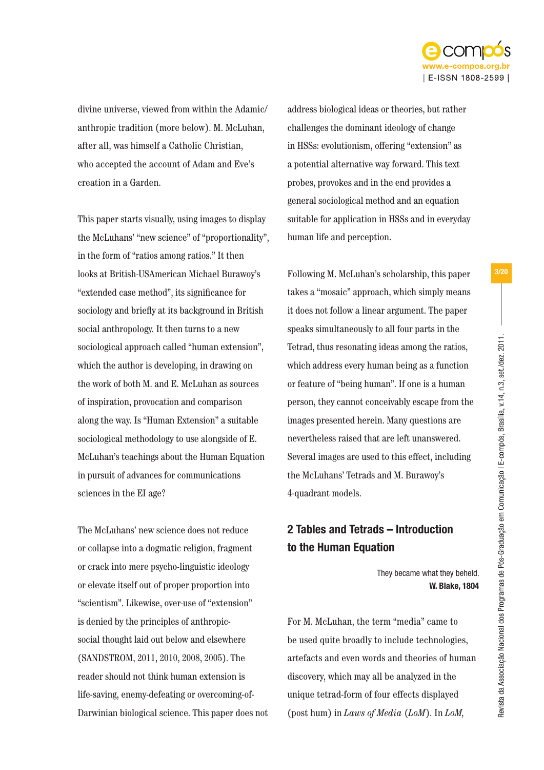divine universe, viewed from within the Adamic/ anthropic tradition (more below). M. McLuhan, after all, was himself a Catholic Christian, who accepted the account of Adam and Eve's creation in a Garden.

This paper starts visually, using images to display the McLuhans' "new science" of "proportionality", in the form of "ratios among ratios." It then looks at British-USAmerican Michael Burawoy's "extended case method", its significance for sociology and briefly at its background in British social anthropology. It then turns to a new sociological approach called "human extension", which the author is developing, in drawing on the work of both M. and E. McLuhan as sources of inspiration, provocation and comparison along the way. Is "Human Extension" a suitable sociological methodology to use alongside of E. McLuhan's teachings about the Human Equation in pursuit of advances for communications sciences in the EI age?

The McLuhans' new science does not reduce or collapse into a dogmatic religion, fragment or crack into mere psycho-linguistic ideology or elevate itself out of proper proportion into "scientism". Likewise, over-use of "extension" is denied by the principles of anthropic-social thought laid out below and elsewhere (SANDSTROM, 2011, 2010, 2008, 2005). The reader should not think human extension is life-saving, enemy-defeating or overcoming-of-Darwinian biological science. This paper does not address biological ideas or theories, but rather challenges the dominant ideology of change in HSSs: evolutionism, offering "extension" as a potential alternative way forward. This text probes, provokes and in the end provides a general sociological method and an equation suitable for application in HSSs and in everyday human life and perception.

Following M. McLuhan's scholarship, this paper takes a "mosaic" approach, which simply means it does not follow a linear argument. The paper speaks simultaneously to all four parts in the Tetrad, thus resonating ideas among the ratios, which address every human being as a function or feature of "being human". If one is a human person, they cannot conceivably escape from the images presented herein. Many questions are nevertheless raised that are left unanswered. Several images are used to this effect, including the McLuhans' Tetrads and M. Burawoy's 4-quadrant models.

## 2 Tables and Tetrads – Introduction to the Human Equation

> They became what they beheld.
> **W. Blake, 1804**

For M. McLuhan, the term "media" came to be used quite broadly to include technologies, artefacts and even words and theories of human discovery, which may all be analyzed in the unique tetrad-form of four effects displayed (post hum) in *Laws of Media* (*LoM*). In *LoM,*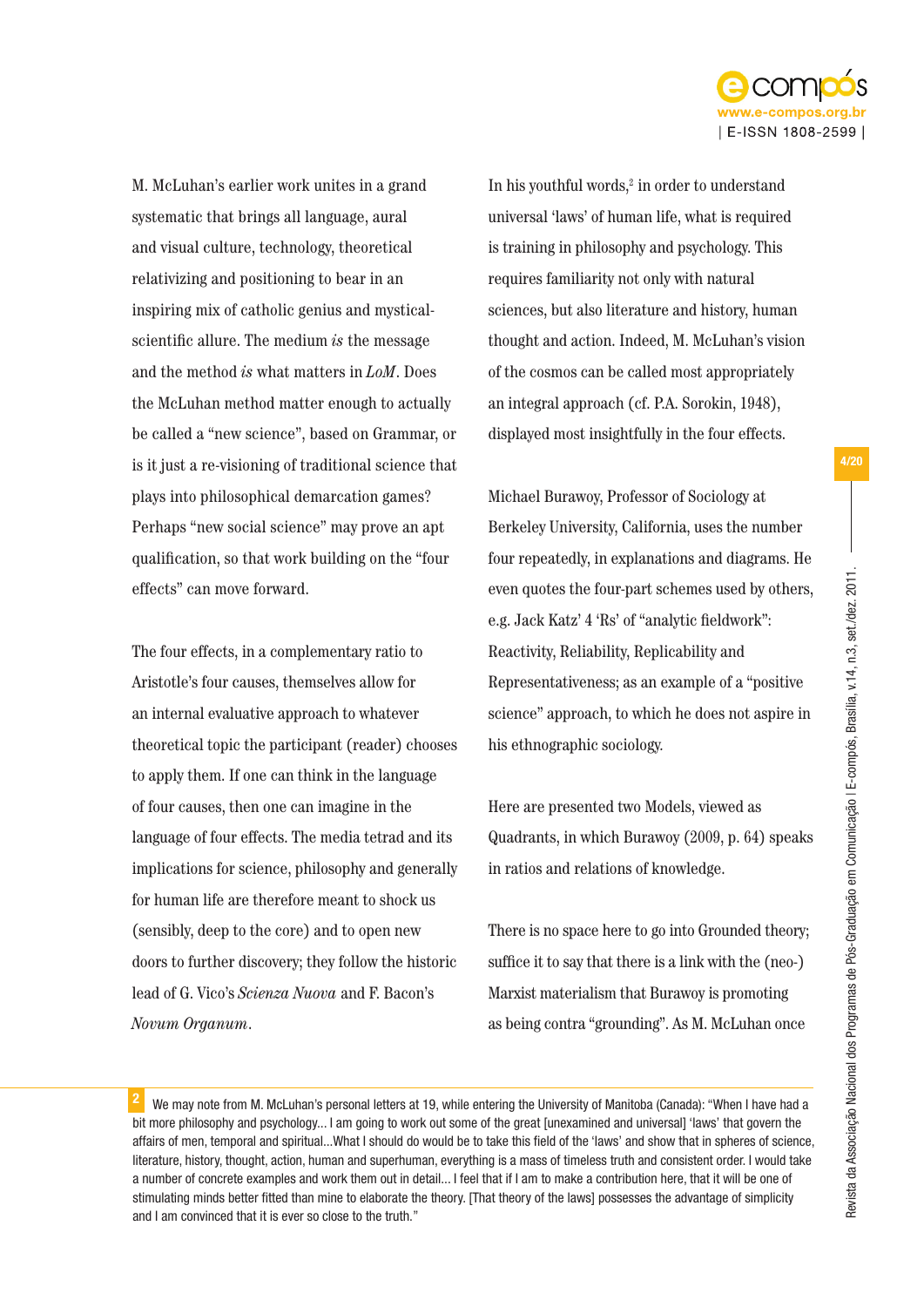M. McLuhan's earlier work unites in a grand systematic that brings all language, aural and visual culture, technology, theoretical relativizing and positioning to bear in an inspiring mix of catholic genius and mystical-scientific allure. The medium *is* the message and the method *is* what matters in *LoM*. Does the McLuhan method matter enough to actually be called a "new science", based on Grammar, or is it just a re-visioning of traditional science that plays into philosophical demarcation games? Perhaps "new social science" may prove an apt qualification, so that work building on the "four effects" can move forward.

The four effects, in a complementary ratio to Aristotle's four causes, themselves allow for an internal evaluative approach to whatever theoretical topic the participant (reader) chooses to apply them. If one can think in the language of four causes, then one can imagine in the language of four effects. The media tetrad and its implications for science, philosophy and generally for human life are therefore meant to shock us (sensibly, deep to the core) and to open new doors to further discovery; they follow the historic lead of G. Vico's *Scienza Nuova* and F. Bacon's *Novum Organum*.

In his youthful words,[2] in order to understand universal 'laws' of human life, what is required is training in philosophy and psychology. This requires familiarity not only with natural sciences, but also literature and history, human thought and action. Indeed, M. McLuhan's vision of the cosmos can be called most appropriately an integral approach (cf. P.A. Sorokin, 1948), displayed most insightfully in the four effects.

Michael Burawoy, Professor of Sociology at Berkeley University, California, uses the number four repeatedly, in explanations and diagrams. He even quotes the four-part schemes used by others, e.g. Jack Katz' 4 'Rs' of "analytic fieldwork": Reactivity, Reliability, Replicability and Representativeness; as an example of a "positive science" approach, to which he does not aspire in his ethnographic sociology.

Here are presented two Models, viewed as Quadrants, in which Burawoy (2009, p. 64) speaks in ratios and relations of knowledge.

There is no space here to go into Grounded theory; suffice it to say that there is a link with the (neo-) Marxist materialism that Burawoy is promoting as being contra "grounding". As M. McLuhan once

---

[2] We may note from M. McLuhan's personal letters at 19, while entering the University of Manitoba (Canada): "When I have had a bit more philosophy and psychology... I am going to work out some of the great [unexamined and universal] 'laws' that govern the affairs of men, temporal and spiritual...What I should do would be to take this field of the 'laws' and show that in spheres of science, literature, history, thought, action, human and superhuman, everything is a mass of timeless truth and consistent order. I would take a number of concrete examples and work them out in detail... I feel that if I am to make a contribution here, that it will be one of stimulating minds better fitted than mine to elaborate the theory. [That theory of the laws] possesses the advantage of simplicity and I am convinced that it is ever so close to the truth."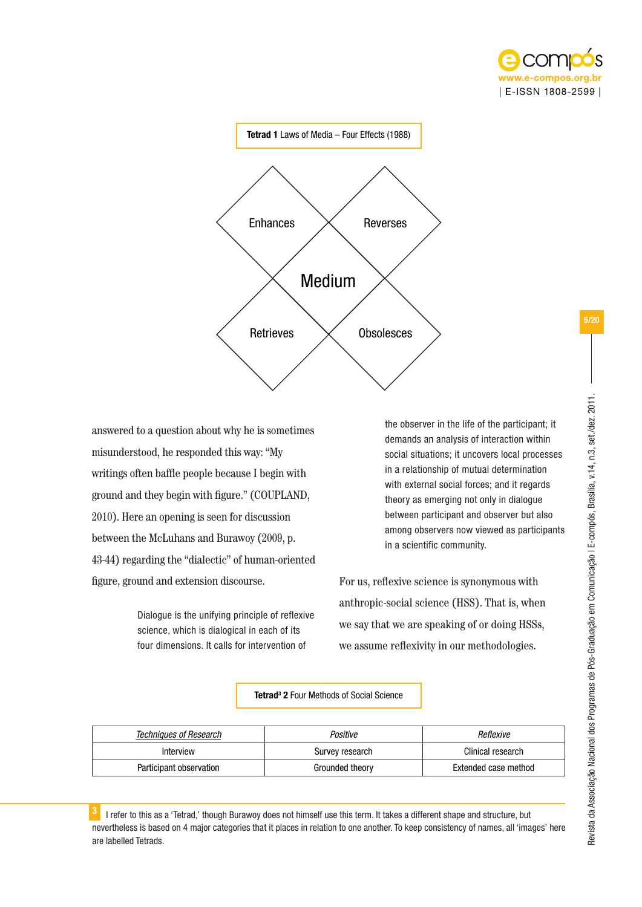**Tetrad 1** Laws of Media – Four Effects (1988)

Enhances

Reverses

Medium

Retrieves

Obsolesces

answered to a question about why he is sometimes misunderstood, he responded this way: "My writings often baffle people because I begin with ground and they begin with figure." (COUPLAND, 2010). Here an opening is seen for discussion between the McLuhans and Burawoy (2009, p. 43-44) regarding the "dialectic" of human-oriented figure, ground and extension discourse.

> Dialogue is the unifying principle of reflexive science, which is dialogical in each of its four dimensions. It calls for intervention of the observer in the life of the participant; it demands an analysis of interaction within social situations; it uncovers local processes in a relationship of mutual determination with external social forces; and it regards theory as emerging not only in dialogue between participant and observer but also among observers now viewed as participants in a scientific community.

For us, reflexive science is synonymous with anthropic-social science (HSS). That is, when we say that we are speaking of or doing HSSs, we assume reflexivity in our methodologies.

**Tetrad[3] 2** Four Methods of Social Science

| *Techniques of Research* | *Positive* | *Reflexive* |
|---|---|---|
| Interview | Survey research | Clinical research |
| Participant observation | Grounded theory | Extended case method |

[3] I refer to this as a 'Tetrad,' though Burawoy does not himself use this term. It takes a different shape and structure, but nevertheless is based on 4 major categories that it places in relation to one another. To keep consistency of names, all 'images' here are labelled Tetrads.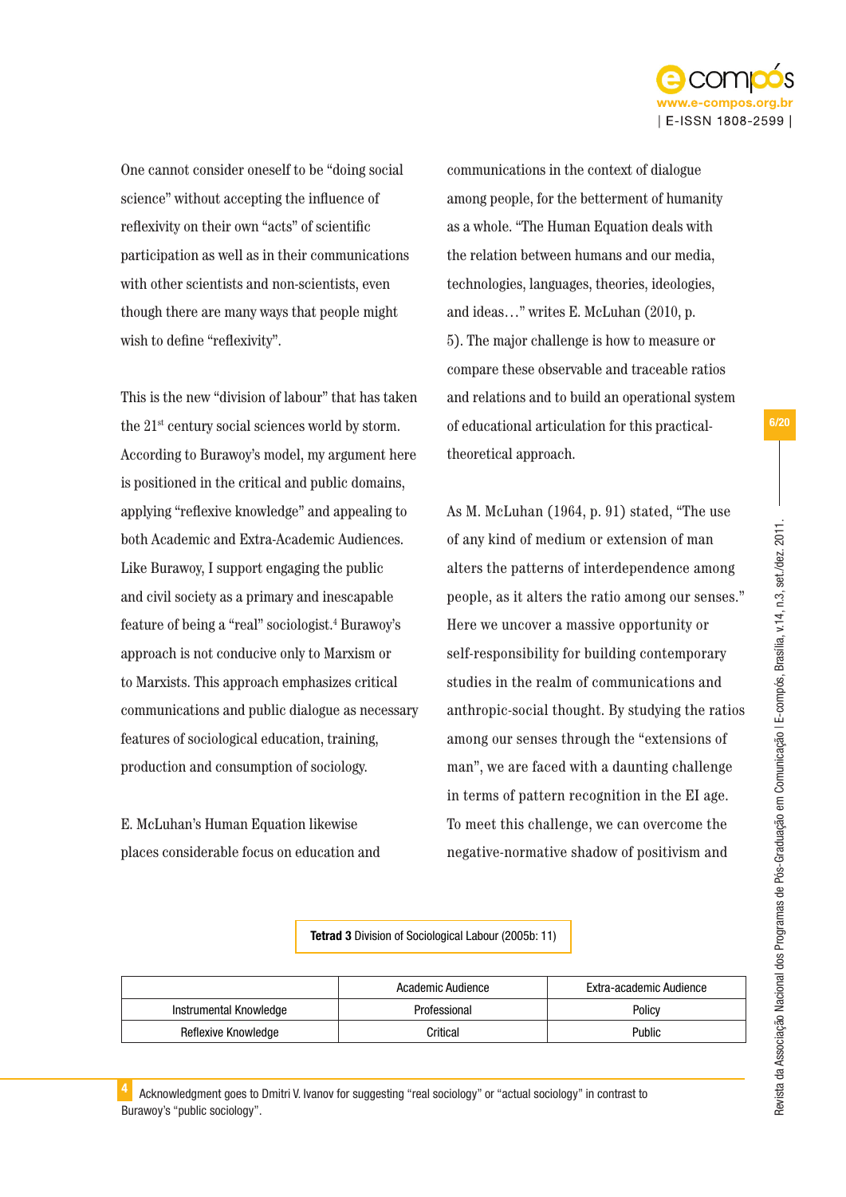One cannot consider oneself to be "doing social science" without accepting the influence of reflexivity on their own "acts" of scientific participation as well as in their communications with other scientists and non-scientists, even though there are many ways that people might wish to define "reflexivity".

This is the new "division of labour" that has taken the 21st century social sciences world by storm. According to Burawoy's model, my argument here is positioned in the critical and public domains, applying "reflexive knowledge" and appealing to both Academic and Extra-Academic Audiences. Like Burawoy, I support engaging the public and civil society as a primary and inescapable feature of being a "real" sociologist.[4] Burawoy's approach is not conducive only to Marxism or to Marxists. This approach emphasizes critical communications and public dialogue as necessary features of sociological education, training, production and consumption of sociology.

E. McLuhan's Human Equation likewise places considerable focus on education and communications in the context of dialogue among people, for the betterment of humanity as a whole. "The Human Equation deals with the relation between humans and our media, technologies, languages, theories, ideologies, and ideas…" writes E. McLuhan (2010, p. 5). The major challenge is how to measure or compare these observable and traceable ratios and relations and to build an operational system of educational articulation for this practical-theoretical approach.

As M. McLuhan (1964, p. 91) stated, "The use of any kind of medium or extension of man alters the patterns of interdependence among people, as it alters the ratio among our senses." Here we uncover a massive opportunity or self-responsibility for building contemporary studies in the realm of communications and anthropic-social thought. By studying the ratios among our senses through the "extensions of man", we are faced with a daunting challenge in terms of pattern recognition in the EI age. To meet this challenge, we can overcome the negative-normative shadow of positivism and

**Tetrad 3** Division of Sociological Labour (2005b: 11)

| | Academic Audience | Extra-academic Audience |
|---|---|---|
| Instrumental Knowledge | Professional | Policy |
| Reflexive Knowledge | Critical | Public |

[4] Acknowledgment goes to Dmitri V. Ivanov for suggesting "real sociology" or "actual sociology" in contrast to Burawoy's "public sociology".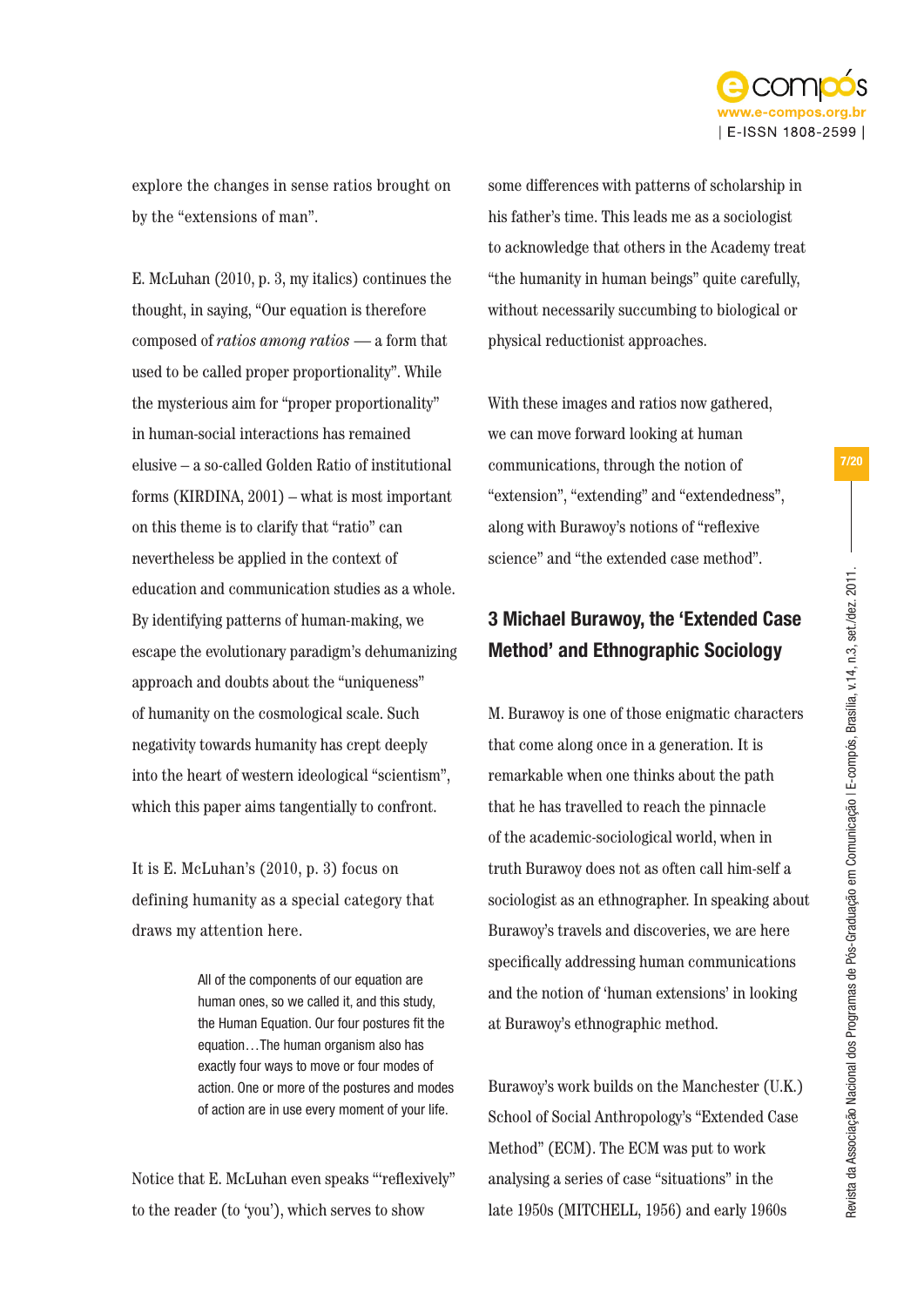explore the changes in sense ratios brought on by the "extensions of man".

E. McLuhan (2010, p. 3, my italics) continues the thought, in saying, "Our equation is therefore composed of *ratios among ratios* — a form that used to be called proper proportionality". While the mysterious aim for "proper proportionality" in human-social interactions has remained elusive – a so-called Golden Ratio of institutional forms (KIRDINA, 2001) – what is most important on this theme is to clarify that "ratio" can nevertheless be applied in the context of education and communication studies as a whole. By identifying patterns of human-making, we escape the evolutionary paradigm's dehumanizing approach and doubts about the "uniqueness" of humanity on the cosmological scale. Such negativity towards humanity has crept deeply into the heart of western ideological "scientism", which this paper aims tangentially to confront.

It is E. McLuhan's (2010, p. 3) focus on defining humanity as a special category that draws my attention here.

> All of the components of our equation are human ones, so we called it, and this study, the Human Equation. Our four postures fit the equation…The human organism also has exactly four ways to move or four modes of action. One or more of the postures and modes of action are in use every moment of your life.

Notice that E. McLuhan even speaks "'reflexively" to the reader (to 'you'), which serves to show some differences with patterns of scholarship in his father's time. This leads me as a sociologist to acknowledge that others in the Academy treat "the humanity in human beings" quite carefully, without necessarily succumbing to biological or physical reductionist approaches.

With these images and ratios now gathered, we can move forward looking at human communications, through the notion of "extension", "extending" and "extendedness", along with Burawoy's notions of "reflexive science" and "the extended case method".

## 3 Michael Burawoy, the 'Extended Case Method' and Ethnographic Sociology

M. Burawoy is one of those enigmatic characters that come along once in a generation. It is remarkable when one thinks about the path that he has travelled to reach the pinnacle of the academic-sociological world, when in truth Burawoy does not as often call him-self a sociologist as an ethnographer. In speaking about Burawoy's travels and discoveries, we are here specifically addressing human communications and the notion of 'human extensions' in looking at Burawoy's ethnographic method.

Burawoy's work builds on the Manchester (U.K.) School of Social Anthropology's "Extended Case Method" (ECM). The ECM was put to work analysing a series of case "situations" in the late 1950s (MITCHELL, 1956) and early 1960s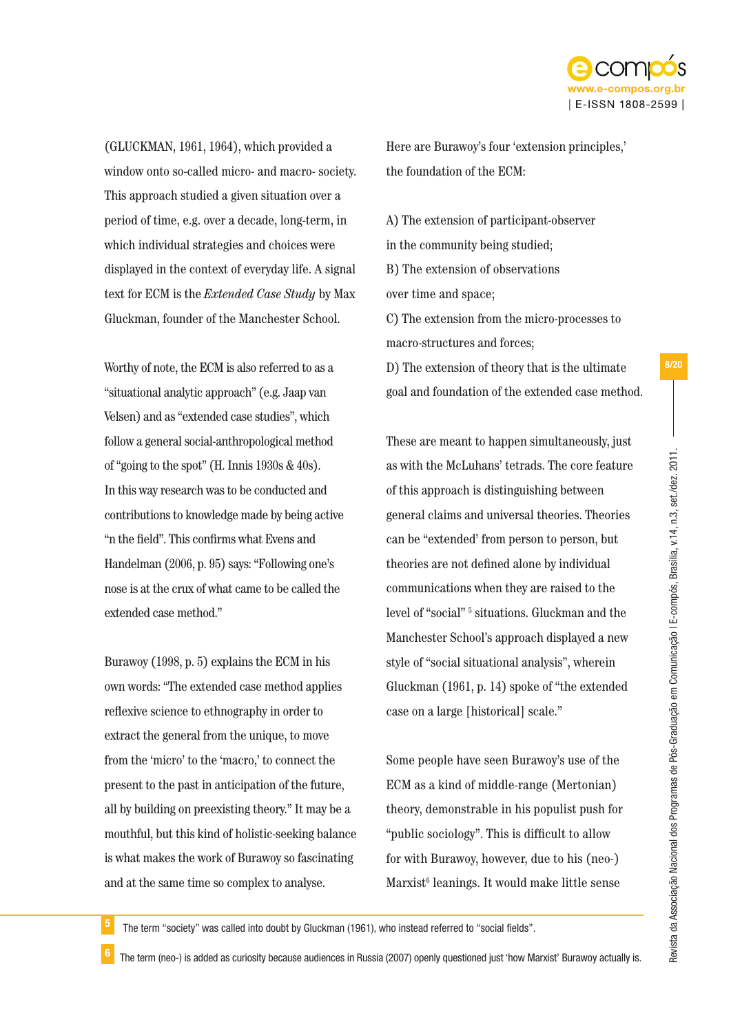(GLUCKMAN, 1961, 1964), which provided a window onto so-called micro- and macro- society. This approach studied a given situation over a period of time, e.g. over a decade, long-term, in which individual strategies and choices were displayed in the context of everyday life. A signal text for ECM is the *Extended Case Study* by Max Gluckman, founder of the Manchester School.

Worthy of note, the ECM is also referred to as a "situational analytic approach" (e.g. Jaap van Velsen) and as "extended case studies", which follow a general social-anthropological method of "going to the spot" (H. Innis 1930s & 40s). In this way research was to be conducted and contributions to knowledge made by being active "n the field". This confirms what Evens and Handelman (2006, p. 95) says: "Following one's nose is at the crux of what came to be called the extended case method."

Burawoy (1998, p. 5) explains the ECM in his own words: "The extended case method applies reflexive science to ethnography in order to extract the general from the unique, to move from the 'micro' to the 'macro,' to connect the present to the past in anticipation of the future, all by building on preexisting theory." It may be a mouthful, but this kind of holistic-seeking balance is what makes the work of Burawoy so fascinating and at the same time so complex to analyse.

Here are Burawoy's four 'extension principles,' the foundation of the ECM:

A) The extension of participant-observer in the community being studied;
B) The extension of observations over time and space;
C) The extension from the micro-processes to macro-structures and forces;
D) The extension of theory that is the ultimate goal and foundation of the extended case method.

These are meant to happen simultaneously, just as with the McLuhans' tetrads. The core feature of this approach is distinguishing between general claims and universal theories. Theories can be "extended' from person to person, but theories are not defined alone by individual communications when they are raised to the level of "social" [5] situations. Gluckman and the Manchester School's approach displayed a new style of "social situational analysis", wherein Gluckman (1961, p. 14) spoke of "the extended case on a large [historical] scale."

Some people have seen Burawoy's use of the ECM as a kind of middle-range (Mertonian) theory, demonstrable in his populist push for "public sociology". This is difficult to allow for with Burawoy, however, due to his (neo-) Marxist[6] leanings. It would make little sense

---

[5] The term "society" was called into doubt by Gluckman (1961), who instead referred to "social fields".

[6] The term (neo-) is added as curiosity because audiences in Russia (2007) openly questioned just 'how Marxist' Burawoy actually is.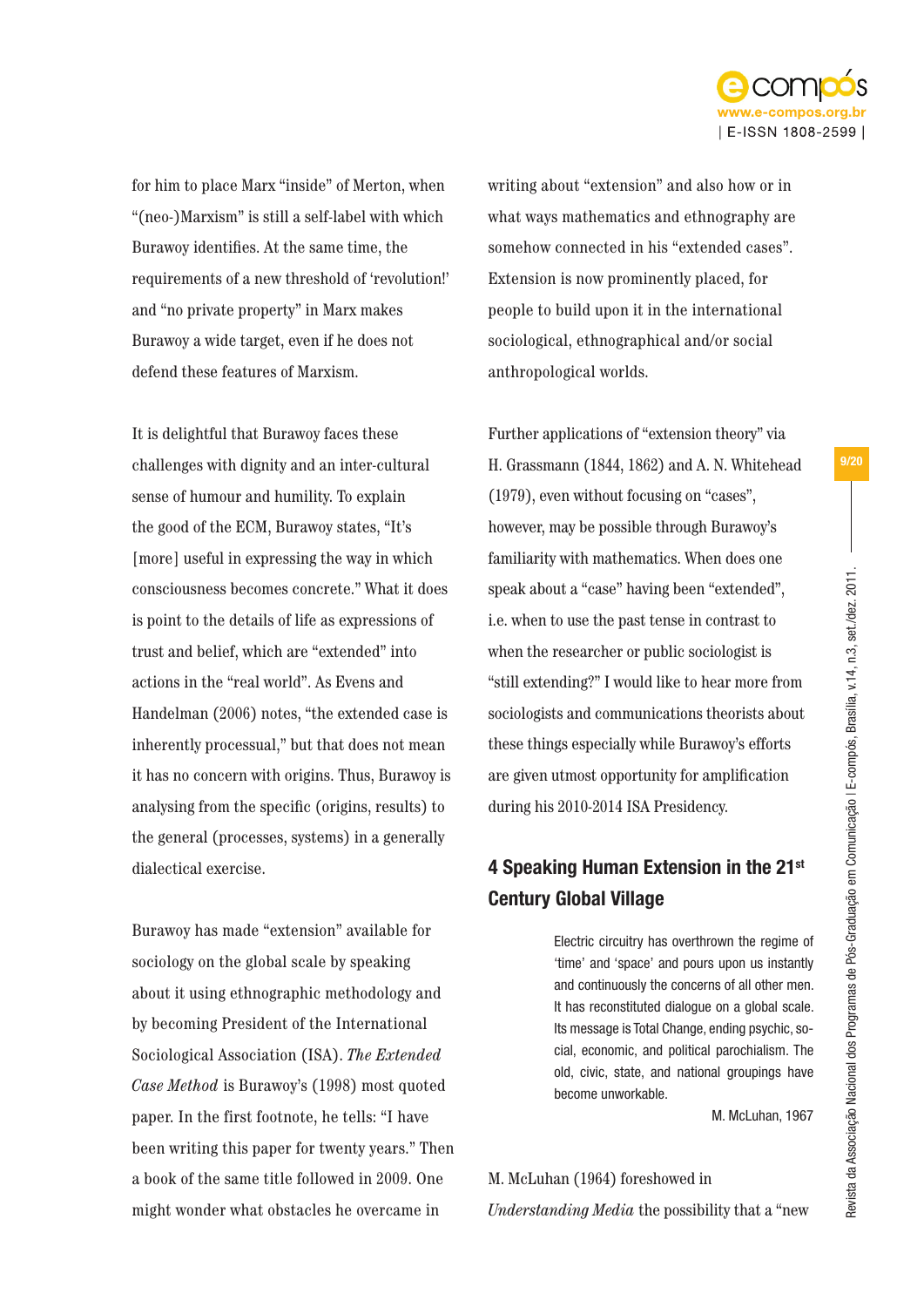for him to place Marx "inside" of Merton, when "(neo-)Marxism" is still a self-label with which Burawoy identifies. At the same time, the requirements of a new threshold of 'revolution!' and "no private property" in Marx makes Burawoy a wide target, even if he does not defend these features of Marxism.

It is delightful that Burawoy faces these challenges with dignity and an inter-cultural sense of humour and humility. To explain the good of the ECM, Burawoy states, "It's [more] useful in expressing the way in which consciousness becomes concrete." What it does is point to the details of life as expressions of trust and belief, which are "extended" into actions in the "real world". As Evens and Handelman (2006) notes, "the extended case is inherently processual," but that does not mean it has no concern with origins. Thus, Burawoy is analysing from the specific (origins, results) to the general (processes, systems) in a generally dialectical exercise.

Burawoy has made "extension" available for sociology on the global scale by speaking about it using ethnographic methodology and by becoming President of the International Sociological Association (ISA). *The Extended Case Method* is Burawoy's (1998) most quoted paper. In the first footnote, he tells: "I have been writing this paper for twenty years." Then a book of the same title followed in 2009. One might wonder what obstacles he overcame in writing about "extension" and also how or in what ways mathematics and ethnography are somehow connected in his "extended cases". Extension is now prominently placed, for people to build upon it in the international sociological, ethnographical and/or social anthropological worlds.

Further applications of "extension theory" via H. Grassmann (1844, 1862) and A. N. Whitehead (1979), even without focusing on "cases", however, may be possible through Burawoy's familiarity with mathematics. When does one speak about a "case" having been "extended", i.e. when to use the past tense in contrast to when the researcher or public sociologist is "still extending?" I would like to hear more from sociologists and communications theorists about these things especially while Burawoy's efforts are given utmost opportunity for amplification during his 2010-2014 ISA Presidency.

## 4 Speaking Human Extension in the 21st Century Global Village

> Electric circuitry has overthrown the regime of 'time' and 'space' and pours upon us instantly and continuously the concerns of all other men. It has reconstituted dialogue on a global scale. Its message is Total Change, ending psychic, social, economic, and political parochialism. The old, civic, state, and national groupings have become unworkable.
>
> M. McLuhan, 1967

M. McLuhan (1964) foreshowed in *Understanding Media* the possibility that a "new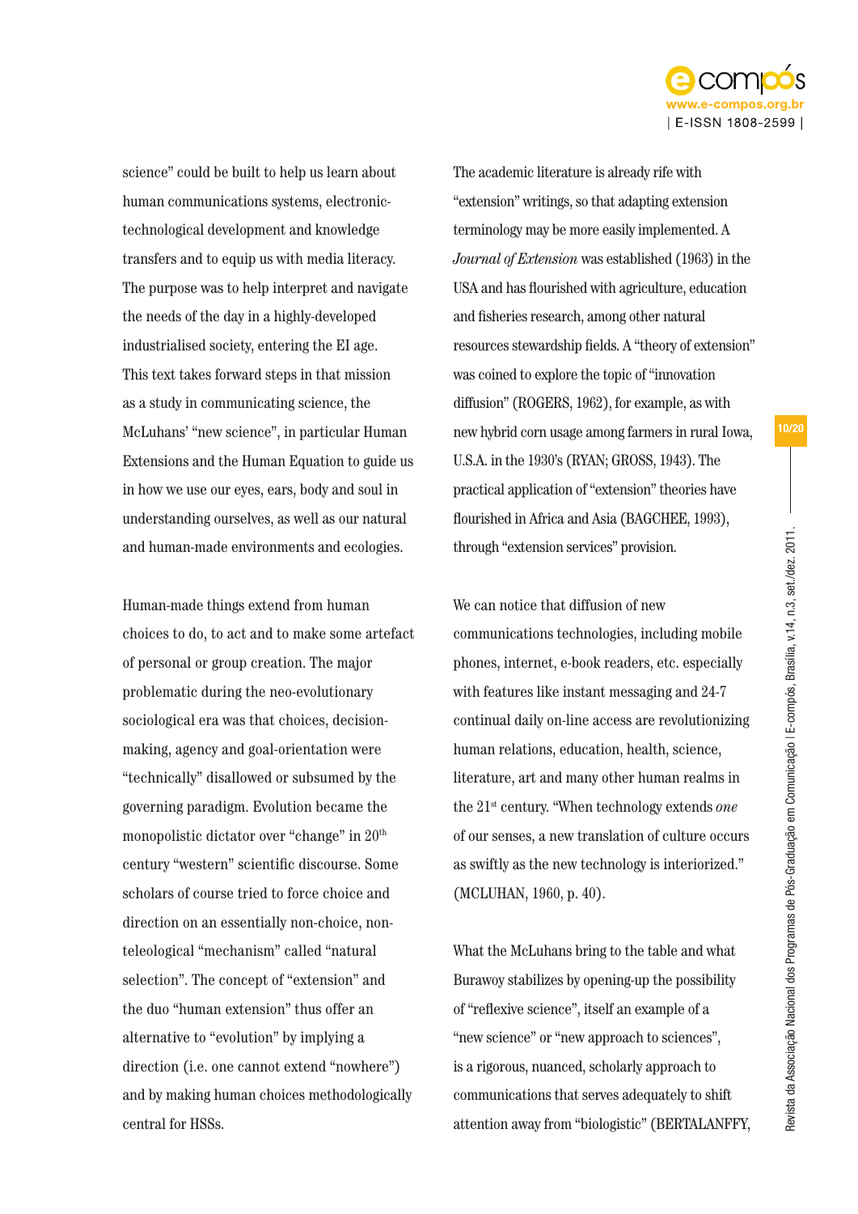science" could be built to help us learn about human communications systems, electronic-technological development and knowledge transfers and to equip us with media literacy. The purpose was to help interpret and navigate the needs of the day in a highly-developed industrialised society, entering the EI age. This text takes forward steps in that mission as a study in communicating science, the McLuhans' "new science", in particular Human Extensions and the Human Equation to guide us in how we use our eyes, ears, body and soul in understanding ourselves, as well as our natural and human-made environments and ecologies.

Human-made things extend from human choices to do, to act and to make some artefact of personal or group creation. The major problematic during the neo-evolutionary sociological era was that choices, decision-making, agency and goal-orientation were "technically" disallowed or subsumed by the governing paradigm. Evolution became the monopolistic dictator over "change" in 20th century "western" scientific discourse. Some scholars of course tried to force choice and direction on an essentially non-choice, non-teleological "mechanism" called "natural selection". The concept of "extension" and the duo "human extension" thus offer an alternative to "evolution" by implying a direction (i.e. one cannot extend "nowhere") and by making human choices methodologically central for HSSs.

The academic literature is already rife with "extension" writings, so that adapting extension terminology may be more easily implemented. A *Journal of Extension* was established (1963) in the USA and has flourished with agriculture, education and fisheries research, among other natural resources stewardship fields. A "theory of extension" was coined to explore the topic of "innovation diffusion" (ROGERS, 1962), for example, as with new hybrid corn usage among farmers in rural Iowa, U.S.A. in the 1930's (RYAN; GROSS, 1943). The practical application of "extension" theories have flourished in Africa and Asia (BAGCHEE, 1993), through "extension services" provision.

We can notice that diffusion of new communications technologies, including mobile phones, internet, e-book readers, etc. especially with features like instant messaging and 24-7 continual daily on-line access are revolutionizing human relations, education, health, science, literature, art and many other human realms in the 21st century. "When technology extends *one* of our senses, a new translation of culture occurs as swiftly as the new technology is interiorized." (MCLUHAN, 1960, p. 40).

What the McLuhans bring to the table and what Burawoy stabilizes by opening-up the possibility of "reflexive science", itself an example of a "new science" or "new approach to sciences", is a rigorous, nuanced, scholarly approach to communications that serves adequately to shift attention away from "biologistic" (BERTALANFFY,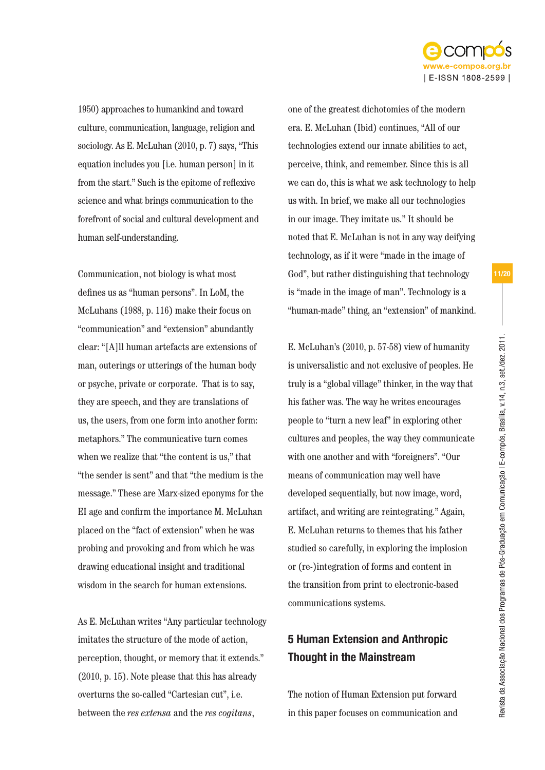1950) approaches to humankind and toward culture, communication, language, religion and sociology. As E. McLuhan (2010, p. 7) says, "This equation includes you [i.e. human person] in it from the start." Such is the epitome of reflexive science and what brings communication to the forefront of social and cultural development and human self-understanding.

Communication, not biology is what most defines us as "human persons". In LoM, the McLuhans (1988, p. 116) make their focus on "communication" and "extension" abundantly clear: "[A]ll human artefacts are extensions of man, outerings or utterings of the human body or psyche, private or corporate. That is to say, they are speech, and they are translations of us, the users, from one form into another form: metaphors." The communicative turn comes when we realize that "the content is us," that "the sender is sent" and that "the medium is the message." These are Marx-sized eponyms for the EI age and confirm the importance M. McLuhan placed on the "fact of extension" when he was probing and provoking and from which he was drawing educational insight and traditional wisdom in the search for human extensions.

As E. McLuhan writes "Any particular technology imitates the structure of the mode of action, perception, thought, or memory that it extends." (2010, p. 15). Note please that this has already overturns the so-called "Cartesian cut", i.e. between the *res extensa* and the *res cogitans*, one of the greatest dichotomies of the modern era. E. McLuhan (Ibid) continues, "All of our technologies extend our innate abilities to act, perceive, think, and remember. Since this is all we can do, this is what we ask technology to help us with. In brief, we make all our technologies in our image. They imitate us." It should be noted that E. McLuhan is not in any way deifying technology, as if it were "made in the image of God", but rather distinguishing that technology is "made in the image of man". Technology is a "human-made" thing, an "extension" of mankind.

E. McLuhan's (2010, p. 57-58) view of humanity is universalistic and not exclusive of peoples. He truly is a "global village" thinker, in the way that his father was. The way he writes encourages people to "turn a new leaf" in exploring other cultures and peoples, the way they communicate with one another and with "foreigners". "Our means of communication may well have developed sequentially, but now image, word, artifact, and writing are reintegrating." Again, E. McLuhan returns to themes that his father studied so carefully, in exploring the implosion or (re-)integration of forms and content in the transition from print to electronic-based communications systems.

## 5 Human Extension and Anthropic Thought in the Mainstream

The notion of Human Extension put forward in this paper focuses on communication and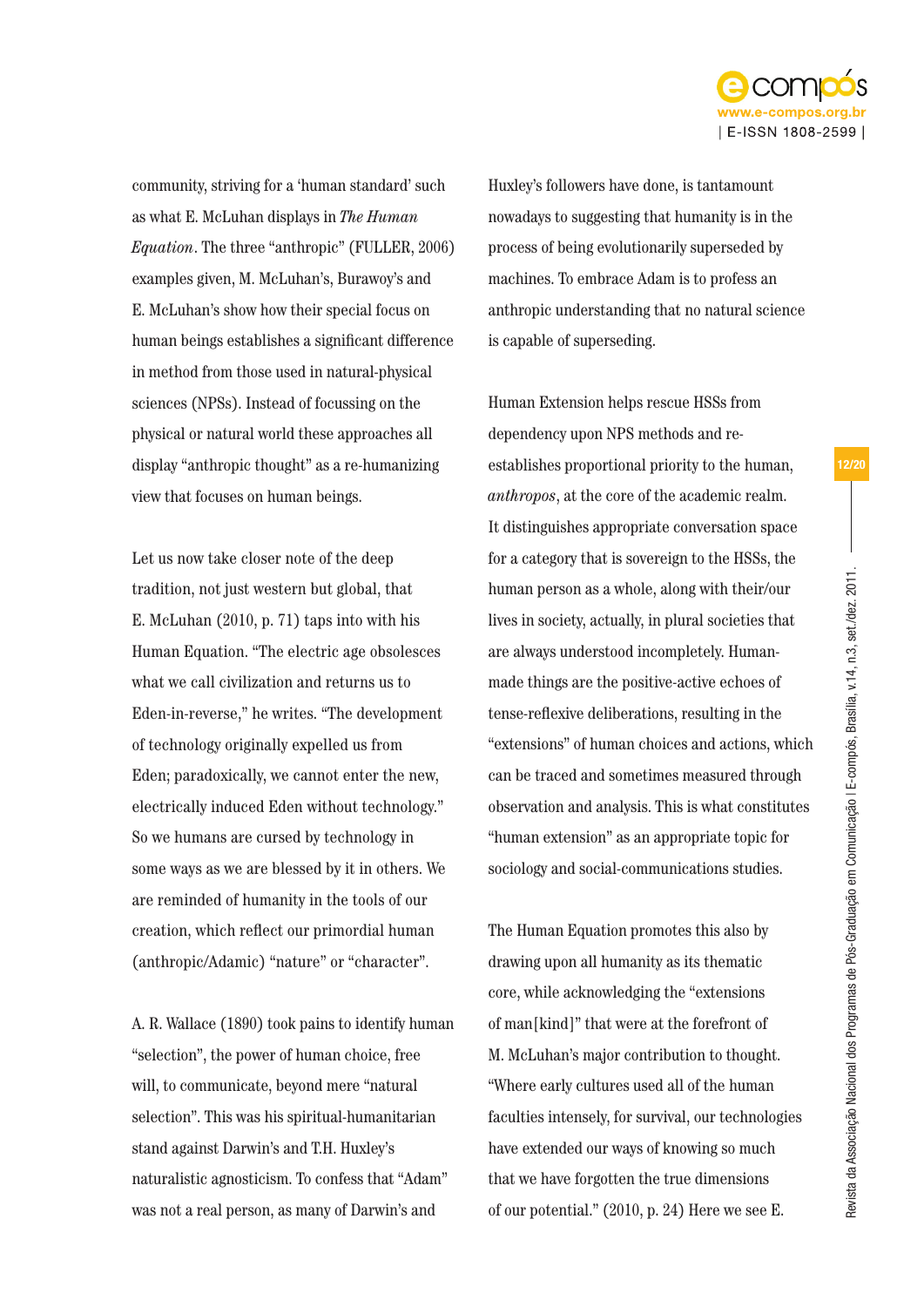community, striving for a 'human standard' such as what E. McLuhan displays in *The Human Equation*. The three "anthropic" (FULLER, 2006) examples given, M. McLuhan's, Burawoy's and E. McLuhan's show how their special focus on human beings establishes a significant difference in method from those used in natural-physical sciences (NPSs). Instead of focussing on the physical or natural world these approaches all display "anthropic thought" as a re-humanizing view that focuses on human beings.

Let us now take closer note of the deep tradition, not just western but global, that E. McLuhan (2010, p. 71) taps into with his Human Equation. "The electric age obsolesces what we call civilization and returns us to Eden-in-reverse," he writes. "The development of technology originally expelled us from Eden; paradoxically, we cannot enter the new, electrically induced Eden without technology." So we humans are cursed by technology in some ways as we are blessed by it in others. We are reminded of humanity in the tools of our creation, which reflect our primordial human (anthropic/Adamic) "nature" or "character".

A. R. Wallace (1890) took pains to identify human "selection", the power of human choice, free will, to communicate, beyond mere "natural selection". This was his spiritual-humanitarian stand against Darwin's and T.H. Huxley's naturalistic agnosticism. To confess that "Adam" was not a real person, as many of Darwin's and Huxley's followers have done, is tantamount nowadays to suggesting that humanity is in the process of being evolutionarily superseded by machines. To embrace Adam is to profess an anthropic understanding that no natural science is capable of superseding.

Human Extension helps rescue HSSs from dependency upon NPS methods and re-establishes proportional priority to the human, *anthropos*, at the core of the academic realm. It distinguishes appropriate conversation space for a category that is sovereign to the HSSs, the human person as a whole, along with their/our lives in society, actually, in plural societies that are always understood incompletely. Human-made things are the positive-active echoes of tense-reflexive deliberations, resulting in the "extensions" of human choices and actions, which can be traced and sometimes measured through observation and analysis. This is what constitutes "human extension" as an appropriate topic for sociology and social-communications studies.

The Human Equation promotes this also by drawing upon all humanity as its thematic core, while acknowledging the "extensions of man[kind]" that were at the forefront of M. McLuhan's major contribution to thought. "Where early cultures used all of the human faculties intensely, for survival, our technologies have extended our ways of knowing so much that we have forgotten the true dimensions of our potential." (2010, p. 24) Here we see E.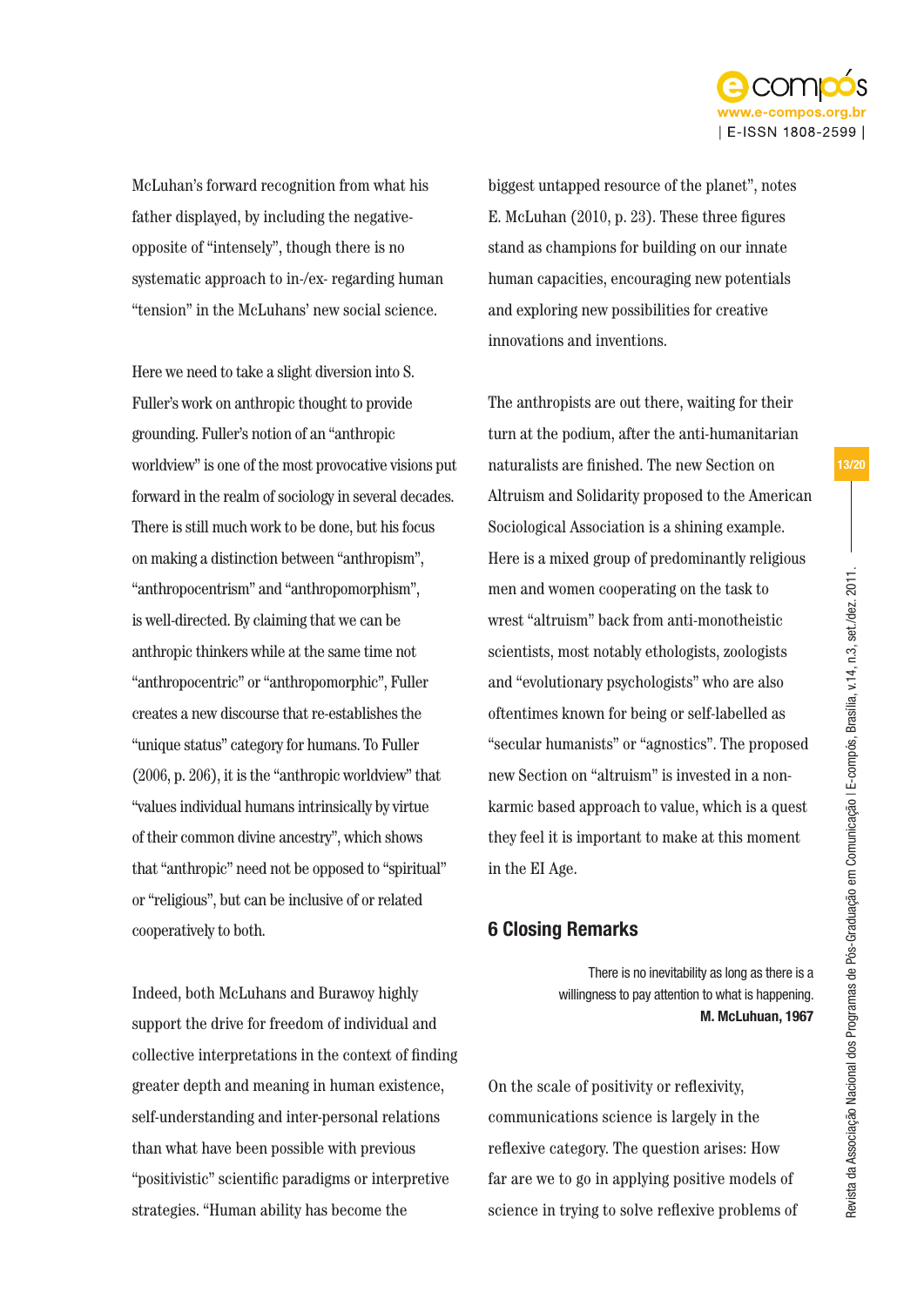McLuhan's forward recognition from what his father displayed, by including the negative-opposite of "intensely", though there is no systematic approach to in-/ex- regarding human "tension" in the McLuhans' new social science.

Here we need to take a slight diversion into S. Fuller's work on anthropic thought to provide grounding. Fuller's notion of an "anthropic worldview" is one of the most provocative visions put forward in the realm of sociology in several decades. There is still much work to be done, but his focus on making a distinction between "anthropism", "anthropocentrism" and "anthropomorphism", is well-directed. By claiming that we can be anthropic thinkers while at the same time not "anthropocentric" or "anthropomorphic", Fuller creates a new discourse that re-establishes the "unique status" category for humans. To Fuller (2006, p. 206), it is the "anthropic worldview" that "values individual humans intrinsically by virtue of their common divine ancestry", which shows that "anthropic" need not be opposed to "spiritual" or "religious", but can be inclusive of or related cooperatively to both.

Indeed, both McLuhans and Burawoy highly support the drive for freedom of individual and collective interpretations in the context of finding greater depth and meaning in human existence, self-understanding and inter-personal relations than what have been possible with previous "positivistic" scientific paradigms or interpretive strategies. "Human ability has become the biggest untapped resource of the planet", notes E. McLuhan (2010, p. 23). These three figures stand as champions for building on our innate human capacities, encouraging new potentials and exploring new possibilities for creative innovations and inventions.

The anthropists are out there, waiting for their turn at the podium, after the anti-humanitarian naturalists are finished. The new Section on Altruism and Solidarity proposed to the American Sociological Association is a shining example. Here is a mixed group of predominantly religious men and women cooperating on the task to wrest "altruism" back from anti-monotheistic scientists, most notably ethologists, zoologists and "evolutionary psychologists" who are also oftentimes known for being or self-labelled as "secular humanists" or "agnostics". The proposed new Section on "altruism" is invested in a non-karmic based approach to value, which is a quest they feel it is important to make at this moment in the EI Age.

## 6 Closing Remarks

> There is no inevitability as long as there is a willingness to pay attention to what is happening.
> **M. McLuhuan, 1967**

On the scale of positivity or reflexivity, communications science is largely in the reflexive category. The question arises: How far are we to go in applying positive models of science in trying to solve reflexive problems of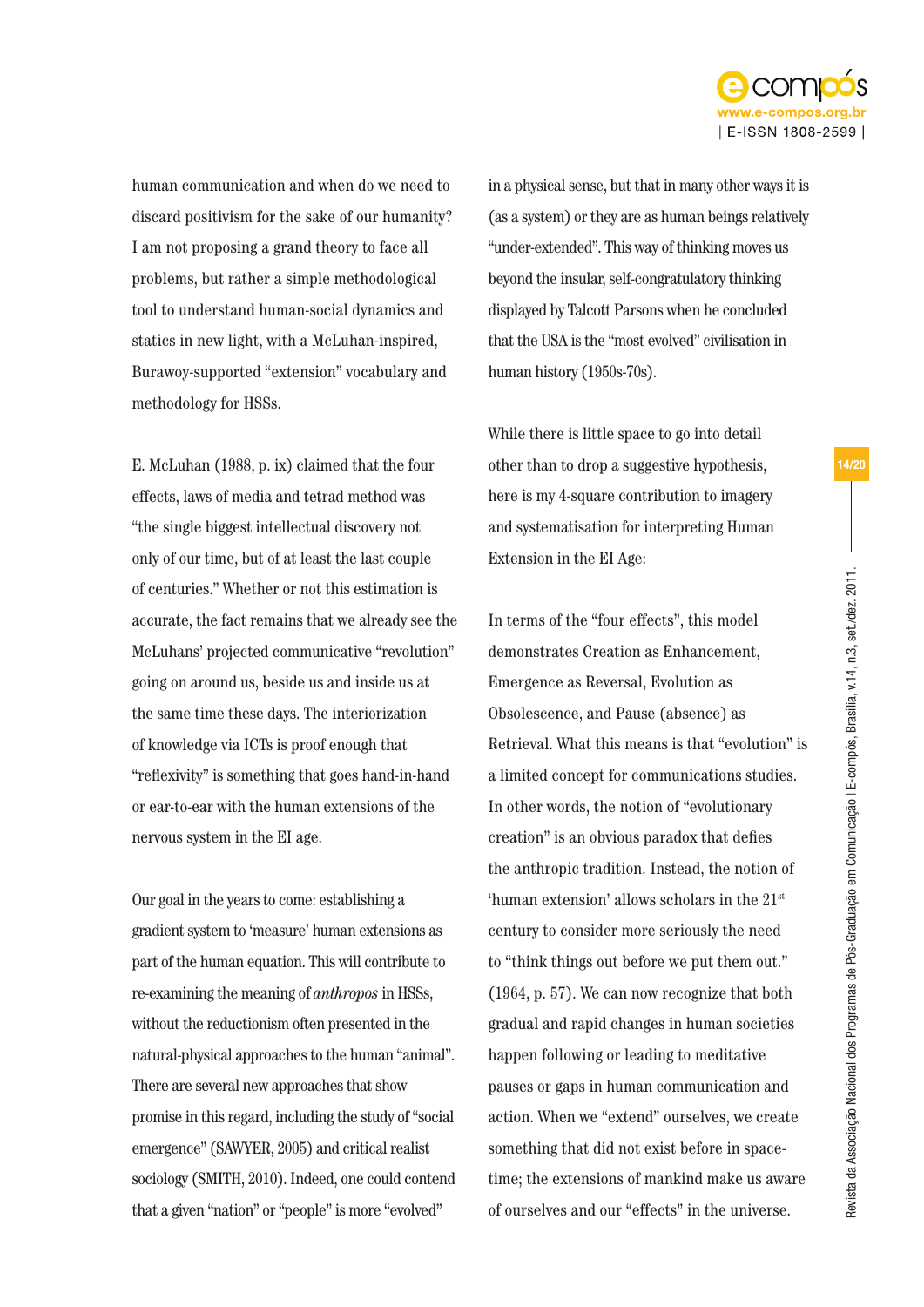human communication and when do we need to discard positivism for the sake of our humanity? I am not proposing a grand theory to face all problems, but rather a simple methodological tool to understand human-social dynamics and statics in new light, with a McLuhan-inspired, Burawoy-supported "extension" vocabulary and methodology for HSSs.

E. McLuhan (1988, p. ix) claimed that the four effects, laws of media and tetrad method was "the single biggest intellectual discovery not only of our time, but of at least the last couple of centuries." Whether or not this estimation is accurate, the fact remains that we already see the McLuhans' projected communicative "revolution" going on around us, beside us and inside us at the same time these days. The interiorization of knowledge via ICTs is proof enough that "reflexivity" is something that goes hand-in-hand or ear-to-ear with the human extensions of the nervous system in the EI age.

Our goal in the years to come: establishing a gradient system to 'measure' human extensions as part of the human equation. This will contribute to re-examining the meaning of *anthropos* in HSSs, without the reductionism often presented in the natural-physical approaches to the human "animal". There are several new approaches that show promise in this regard, including the study of "social emergence" (SAWYER, 2005) and critical realist sociology (SMITH, 2010). Indeed, one could contend that a given "nation" or "people" is more "evolved" in a physical sense, but that in many other ways it is (as a system) or they are as human beings relatively "under-extended". This way of thinking moves us beyond the insular, self-congratulatory thinking displayed by Talcott Parsons when he concluded that the USA is the "most evolved" civilisation in human history (1950s-70s).

While there is little space to go into detail other than to drop a suggestive hypothesis, here is my 4-square contribution to imagery and systematisation for interpreting Human Extension in the EI Age:

In terms of the "four effects", this model demonstrates Creation as Enhancement, Emergence as Reversal, Evolution as Obsolescence, and Pause (absence) as Retrieval. What this means is that "evolution" is a limited concept for communications studies. In other words, the notion of "evolutionary creation" is an obvious paradox that defies the anthropic tradition. Instead, the notion of 'human extension' allows scholars in the 21st century to consider more seriously the need to "think things out before we put them out." (1964, p. 57). We can now recognize that both gradual and rapid changes in human societies happen following or leading to meditative pauses or gaps in human communication and action. When we "extend" ourselves, we create something that did not exist before in space-time; the extensions of mankind make us aware of ourselves and our "effects" in the universe.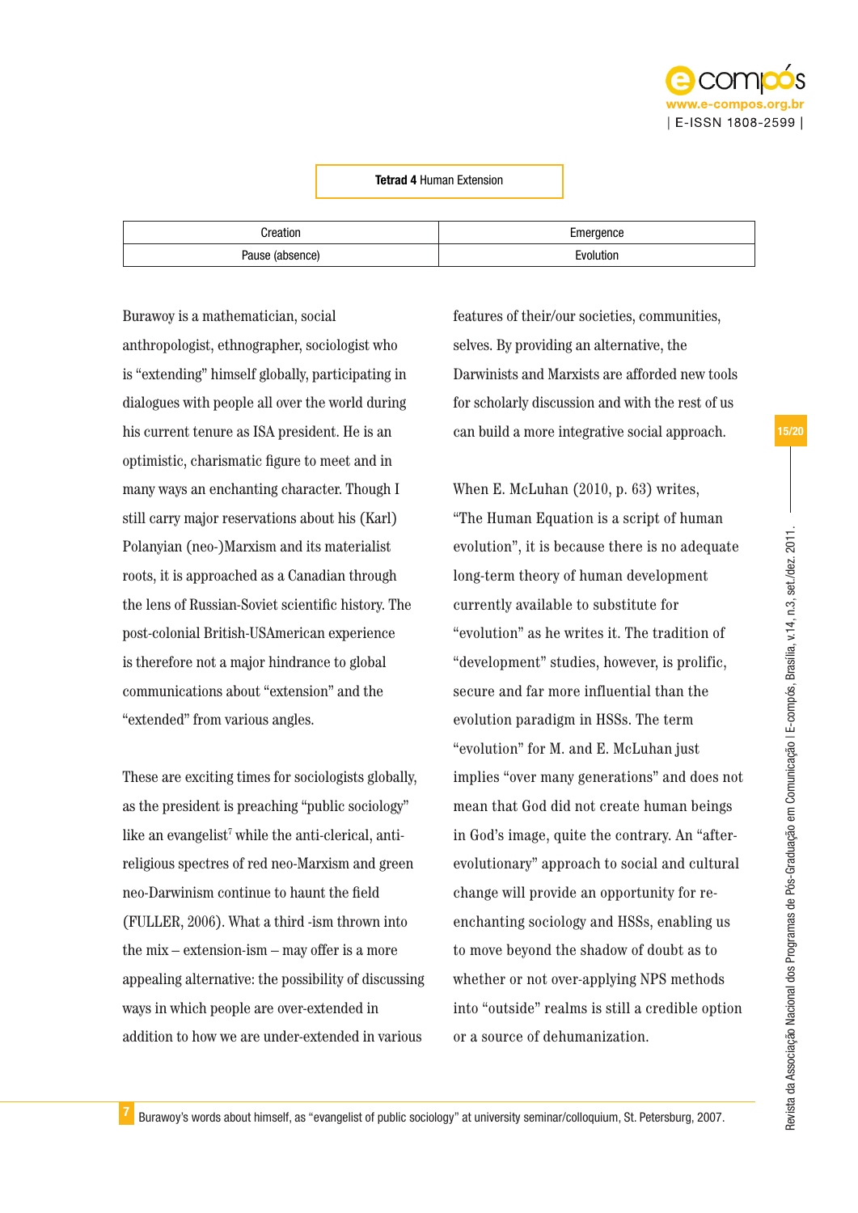**Tetrad 4** Human Extension

| Creation | Emergence |
| --- | --- |
| Pause (absence) | Evolution |

Burawoy is a mathematician, social anthropologist, ethnographer, sociologist who is "extending" himself globally, participating in dialogues with people all over the world during his current tenure as ISA president. He is an optimistic, charismatic figure to meet and in many ways an enchanting character. Though I still carry major reservations about his (Karl) Polanyian (neo-)Marxism and its materialist roots, it is approached as a Canadian through the lens of Russian-Soviet scientific history. The post-colonial British-USAmerican experience is therefore not a major hindrance to global communications about "extension" and the "extended" from various angles.

These are exciting times for sociologists globally, as the president is preaching "public sociology" like an evangelist[7] while the anti-clerical, anti-religious spectres of red neo-Marxism and green neo-Darwinism continue to haunt the field (FULLER, 2006). What a third -ism thrown into the mix – extension-ism – may offer is a more appealing alternative: the possibility of discussing ways in which people are over-extended in addition to how we are under-extended in various features of their/our societies, communities, selves. By providing an alternative, the Darwinists and Marxists are afforded new tools for scholarly discussion and with the rest of us can build a more integrative social approach.

When E. McLuhan (2010, p. 63) writes, "The Human Equation is a script of human evolution", it is because there is no adequate long-term theory of human development currently available to substitute for "evolution" as he writes it. The tradition of "development" studies, however, is prolific, secure and far more influential than the evolution paradigm in HSSs. The term "evolution" for M. and E. McLuhan just implies "over many generations" and does not mean that God did not create human beings in God's image, quite the contrary. An "after-evolutionary" approach to social and cultural change will provide an opportunity for re-enchanting sociology and HSSs, enabling us to move beyond the shadow of doubt as to whether or not over-applying NPS methods into "outside" realms is still a credible option or a source of dehumanization.

7 Burawoy's words about himself, as "evangelist of public sociology" at university seminar/colloquium, St. Petersburg, 2007.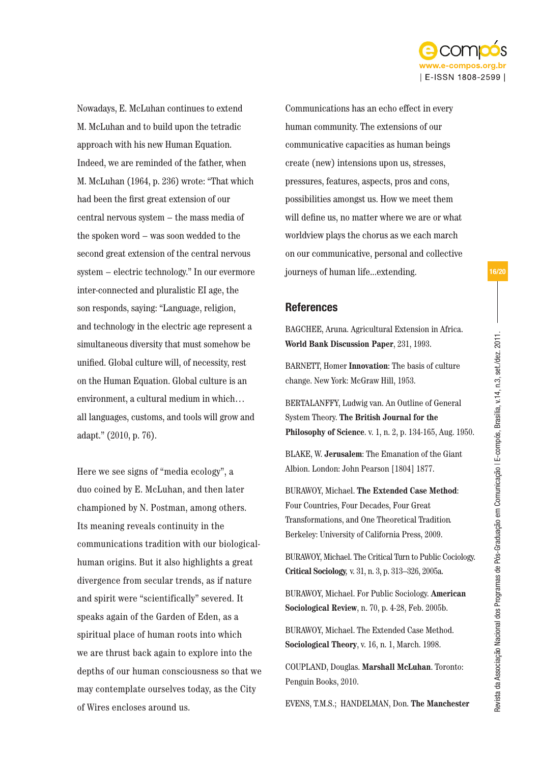Nowadays, E. McLuhan continues to extend M. McLuhan and to build upon the tetradic approach with his new Human Equation. Indeed, we are reminded of the father, when M. McLuhan (1964, p. 236) wrote: "That which had been the first great extension of our central nervous system – the mass media of the spoken word – was soon wedded to the second great extension of the central nervous system – electric technology." In our evermore inter-connected and pluralistic EI age, the son responds, saying: "Language, religion, and technology in the electric age represent a simultaneous diversity that must somehow be unified. Global culture will, of necessity, rest on the Human Equation. Global culture is an environment, a cultural medium in which… all languages, customs, and tools will grow and adapt." (2010, p. 76).

Here we see signs of "media ecology", a duo coined by E. McLuhan, and then later championed by N. Postman, among others. Its meaning reveals continuity in the communications tradition with our biological-human origins. But it also highlights a great divergence from secular trends, as if nature and spirit were "scientifically" severed. It speaks again of the Garden of Eden, as a spiritual place of human roots into which we are thrust back again to explore into the depths of our human consciousness so that we may contemplate ourselves today, as the City of Wires encloses around us.

Communications has an echo effect in every human community. The extensions of our communicative capacities as human beings create (new) intensions upon us, stresses, pressures, features, aspects, pros and cons, possibilities amongst us. How we meet them will define us, no matter where we are or what worldview plays the chorus as we each march on our communicative, personal and collective journeys of human life...extending.

## References

BAGCHEE, Aruna. Agricultural Extension in Africa. **World Bank Discussion Paper**, 231, 1993.

BARNETT, Homer **Innovation**: The basis of culture change. New York: McGraw Hill, 1953.

BERTALANFFY, Ludwig van. An Outline of General System Theory. **The British Journal for the Philosophy of Science**. v. 1, n. 2, p. 134-165, Aug. 1950.

BLAKE, W. **Jerusalem**: The Emanation of the Giant Albion. London: John Pearson [1804] 1877.

BURAWOY, Michael. **The Extended Case Method**: Four Countries, Four Decades, Four Great Transformations, and One Theoretical Tradition. Berkeley: University of California Press, 2009.

BURAWOY, Michael. The Critical Turn to Public Cociology. **Critical Sociology**, v. 31, n. 3, p. 313–326, 2005a.

BURAWOY, Michael. For Public Sociology. **American Sociological Review**, n. 70, p. 4-28, Feb. 2005b.

BURAWOY, Michael. The Extended Case Method. **Sociological Theory**, v. 16, n. 1, March. 1998.

COUPLAND, Douglas. **Marshall McLuhan**. Toronto: Penguin Books, 2010.

EVENS, T.M.S.; HANDELMAN, Don. **The Manchester**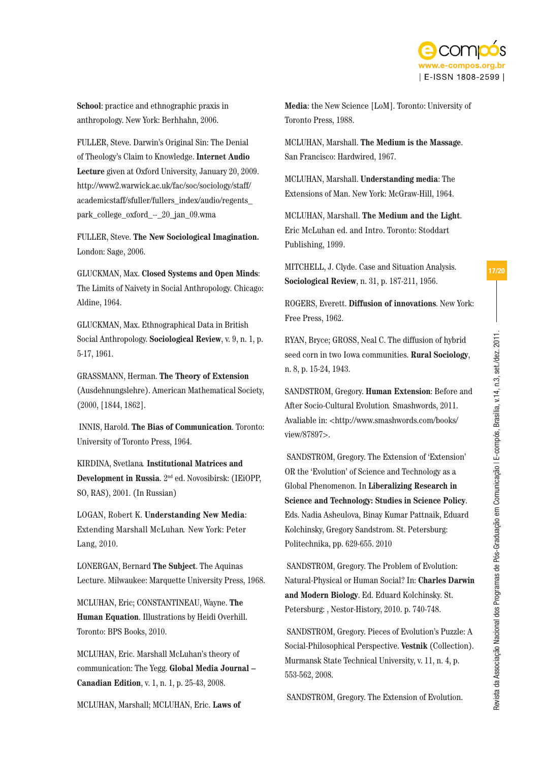**School**: practice and ethnographic praxis in anthropology. New York: Berhhahn, 2006.

FULLER, Steve. Darwin's Original Sin: The Denial of Theology's Claim to Knowledge. **Internet Audio Lecture** given at Oxford University, January 20, 2009. http://www2.warwick.ac.uk/fac/soc/sociology/staff/academicstaff/sfuller/fullers_index/audio/regents_park_college_oxford_--_20_jan_09.wma

FULLER, Steve. **The New Sociological Imagination.** London: Sage, 2006.

GLUCKMAN, Max. **Closed Systems and Open Minds**: The Limits of Naivety in Social Anthropology. Chicago: Aldine, 1964.

GLUCKMAN, Max. Ethnographical Data in British Social Anthropology. **Sociological Review**, v. 9, n. 1, p. 5-17, 1961.

GRASSMANN, Herman. **The Theory of Extension** (Ausdehnungslehre). American Mathematical Society, (2000, [1844, 1862].

INNIS, Harold. **The Bias of Communication**. Toronto: University of Toronto Press, 1964.

KIRDINA, Svetlana. **Institutional Matrices and Development in Russia**. 2nd ed. Novosibirsk: (IEiOPP, SO, RAS), 2001. (In Russian)

LOGAN, Robert K. **Understanding New Media**: Extending Marshall McLuhan. New York: Peter Lang, 2010.

LONERGAN, Bernard **The Subject**. The Aquinas Lecture. Milwaukee: Marquette University Press, 1968.

MCLUHAN, Eric; CONSTANTINEAU, Wayne. **The Human Equation**. Illustrations by Heidi Overhill. Toronto: BPS Books, 2010.

MCLUHAN, Eric. Marshall McLuhan's theory of communication: The Yegg. **Global Media Journal – Canadian Edition**, v. 1, n. 1, p. 25-43, 2008.

MCLUHAN, Marshall; MCLUHAN, Eric. **Laws of Media**: the New Science [LoM]. Toronto: University of Toronto Press, 1988.

MCLUHAN, Marshall. **The Medium is the Massage**. San Francisco: Hardwired, 1967.

MCLUHAN, Marshall. **Understanding media**: The Extensions of Man. New York: McGraw-Hill, 1964.

MCLUHAN, Marshall. **The Medium and the Light**. Eric McLuhan ed. and Intro. Toronto: Stoddart Publishing, 1999.

MITCHELL, J. Clyde. Case and Situation Analysis. **Sociological Review**, n. 31, p. 187-211, 1956.

ROGERS, Everett. **Diffusion of innovations**. New York: Free Press, 1962.

RYAN, Bryce; GROSS, Neal C. The diffusion of hybrid seed corn in two Iowa communities. **Rural Sociology**, n. 8, p. 15-24, 1943.

SANDSTROM, Gregory. **Human Extension**: Before and After Socio-Cultural Evolution. Smashwords, 2011. Avaliable in: <http://www.smashwords.com/books/view/87897>.

SANDSTROM, Gregory. The Extension of 'Extension' OR the 'Evolution' of Science and Technology as a Global Phenomenon. In **Liberalizing Research in Science and Technology: Studies in Science Policy**. Eds. Nadia Asheulova, Binay Kumar Pattnaik, Eduard Kolchinsky, Gregory Sandstrom. St. Petersburg: Politechnika, pp. 629-655. 2010

SANDSTROM, Gregory. The Problem of Evolution: Natural-Physical or Human Social? In: **Charles Darwin and Modern Biology**. Ed. Eduard Kolchinsky. St. Petersburg: , Nestor-History, 2010. p. 740-748.

SANDSTROM, Gregory. Pieces of Evolution's Puzzle: A Social-Philosophical Perspective. **Vestnik** (Collection). Murmansk State Technical University, v. 11, n. 4, p. 553-562, 2008.

SANDSTROM, Gregory. The Extension of Evolution.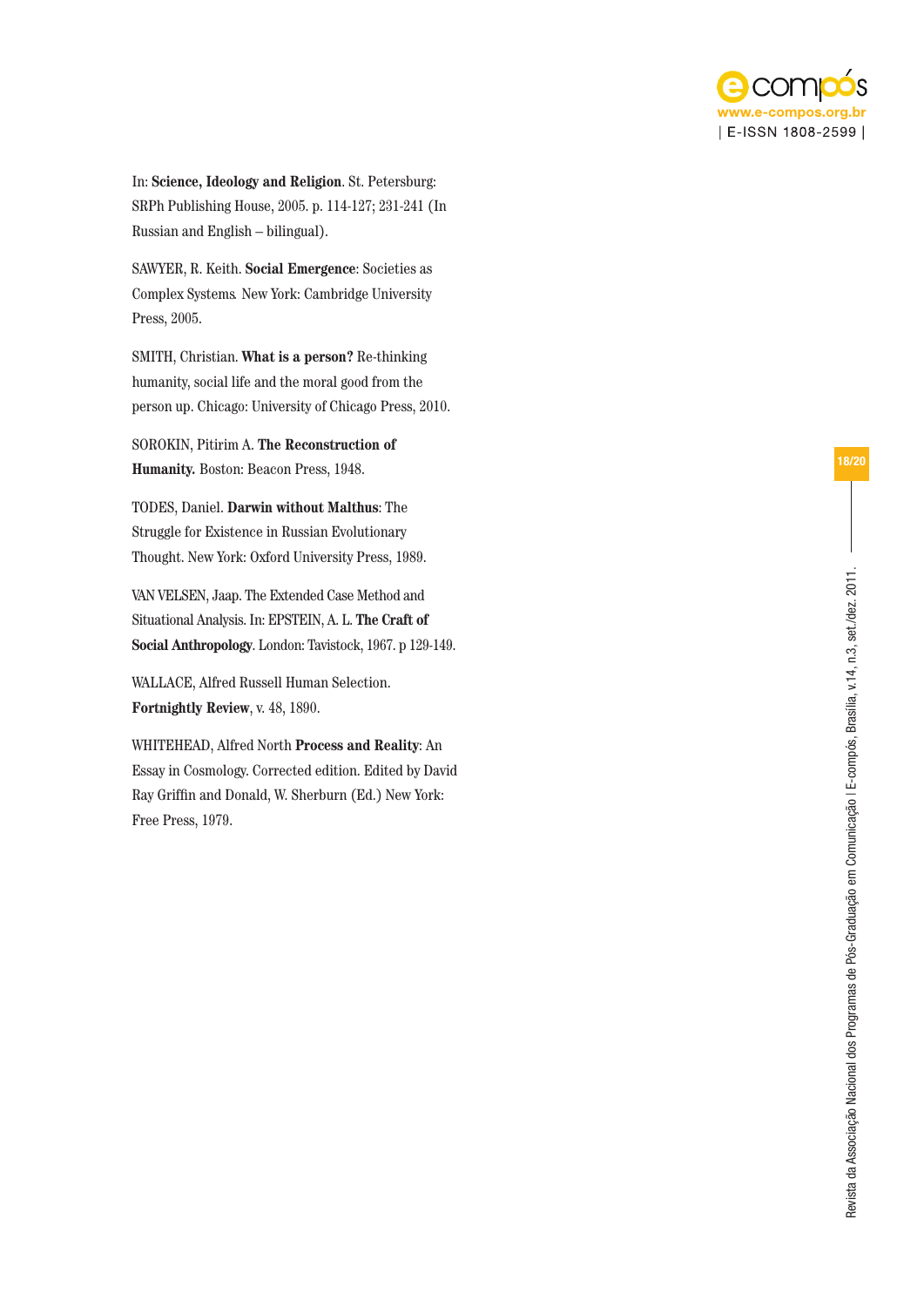In: **Science, Ideology and Religion**. St. Petersburg: SRPh Publishing House, 2005. p. 114-127; 231-241 (In Russian and English – bilingual).

SAWYER, R. Keith. **Social Emergence**: Societies as Complex Systems. New York: Cambridge University Press, 2005.

SMITH, Christian. **What is a person?** Re-thinking humanity, social life and the moral good from the person up. Chicago: University of Chicago Press, 2010.

SOROKIN, Pitirim A. **The Reconstruction of Humanity.** Boston: Beacon Press, 1948.

TODES, Daniel. **Darwin without Malthus**: The Struggle for Existence in Russian Evolutionary Thought. New York: Oxford University Press, 1989.

VAN VELSEN, Jaap. The Extended Case Method and Situational Analysis. In: EPSTEIN, A. L. **The Craft of Social Anthropology**. London: Tavistock, 1967. p 129-149.

WALLACE, Alfred Russell Human Selection. **Fortnightly Review**, v. 48, 1890.

WHITEHEAD, Alfred North **Process and Reality**: An Essay in Cosmology. Corrected edition. Edited by David Ray Griffin and Donald, W. Sherburn (Ed.) New York: Free Press, 1979.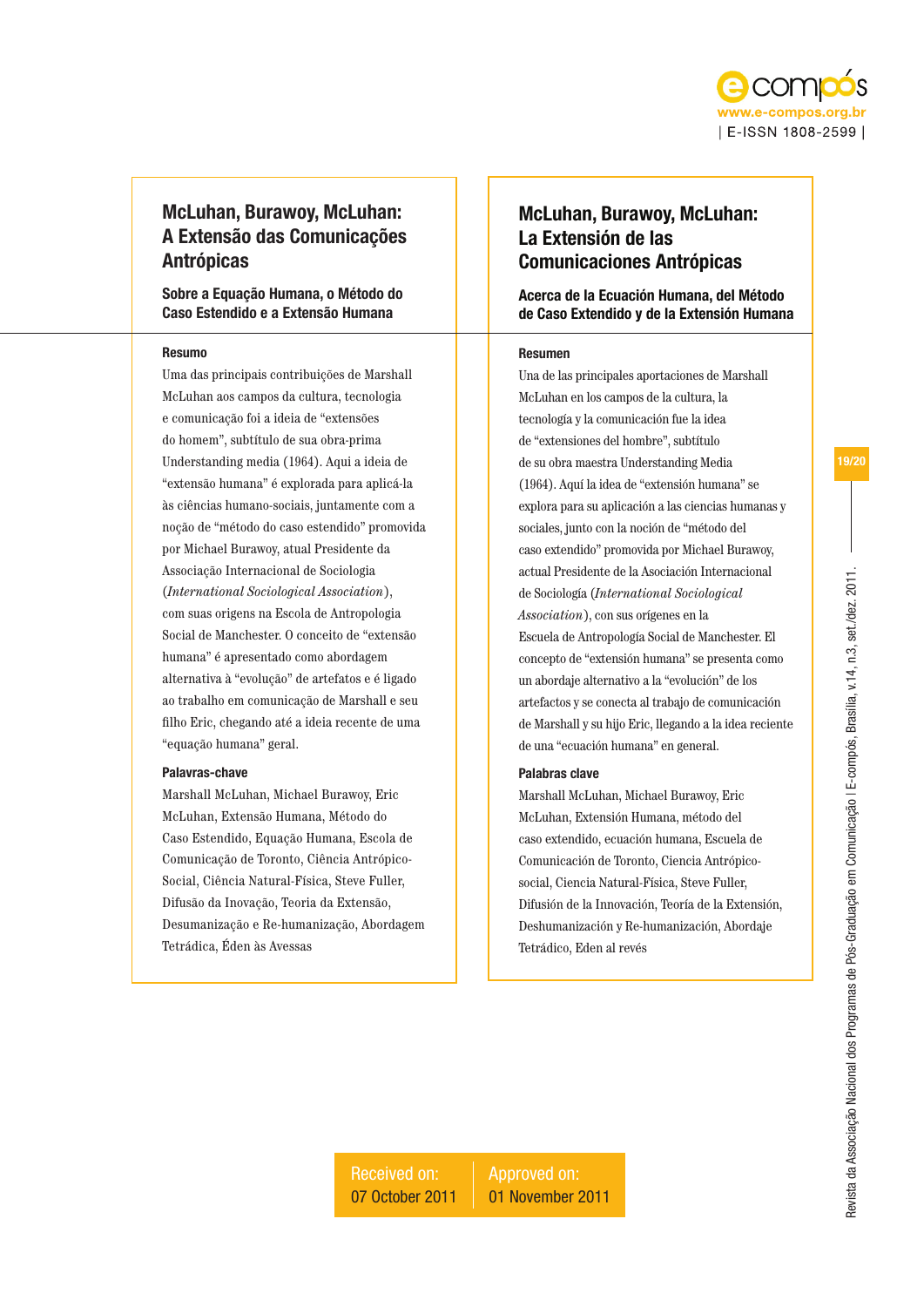# McLuhan, Burawoy, McLuhan: A Extensão das Comunicações Antrópicas

## Sobre a Equação Humana, o Método do Caso Estendido e a Extensão Humana

**Resumo**

Uma das principais contribuições de Marshall McLuhan aos campos da cultura, tecnologia e comunicação foi a ideia de "extensões do homem", subtítulo de sua obra-prima Understanding media (1964). Aqui a ideia de "extensão humana" é explorada para aplicá-la às ciências humano-sociais, juntamente com a noção de "método do caso estendido" promovida por Michael Burawoy, atual Presidente da Associação Internacional de Sociologia (*International Sociological Association*), com suas origens na Escola de Antropologia Social de Manchester. O conceito de "extensão humana" é apresentado como abordagem alternativa à "evolução" de artefatos e é ligado ao trabalho em comunicação de Marshall e seu filho Eric, chegando até a ideia recente de uma "equação humana" geral.

**Palavras-chave**

Marshall McLuhan, Michael Burawoy, Eric McLuhan, Extensão Humana, Método do Caso Estendido, Equação Humana, Escola de Comunicação de Toronto, Ciência Antrópico-Social, Ciência Natural-Física, Steve Fuller, Difusão da Inovação, Teoria da Extensão, Desumanização e Re-humanização, Abordagem Tetrádica, Éden às Avessas

# McLuhan, Burawoy, McLuhan: La Extensión de las Comunicaciones Antrópicas

## Acerca de la Ecuación Humana, del Método de Caso Extendido y de la Extensión Humana

**Resumen**

Una de las principales aportaciones de Marshall McLuhan en los campos de la cultura, la tecnología y la comunicación fue la idea de "extensiones del hombre", subtítulo de su obra maestra Understanding Media (1964). Aquí la idea de "extensión humana" se explora para su aplicación a las ciencias humanas y sociales, junto con la noción de "método del caso extendido" promovida por Michael Burawoy, actual Presidente de la Asociación Internacional de Sociología (*International Sociological Association*), con sus orígenes en la Escuela de Antropología Social de Manchester. El concepto de "extensión humana" se presenta como un abordaje alternativo a la "evolución" de los artefactos y se conecta al trabajo de comunicación de Marshall y su hijo Eric, llegando a la idea reciente de una "ecuación humana" en general.

**Palabras clave**

Marshall McLuhan, Michael Burawoy, Eric McLuhan, Extensión Humana, método del caso extendido, ecuación humana, Escuela de Comunicación de Toronto, Ciencia Antrópico-social, Ciencia Natural-Física, Steve Fuller, Difusión de la Innovación, Teoría de la Extensión, Deshumanización y Re-humanización, Abordaje Tetrádico, Eden al revés

Received on: 07 October 2011

Approved on: 01 November 2011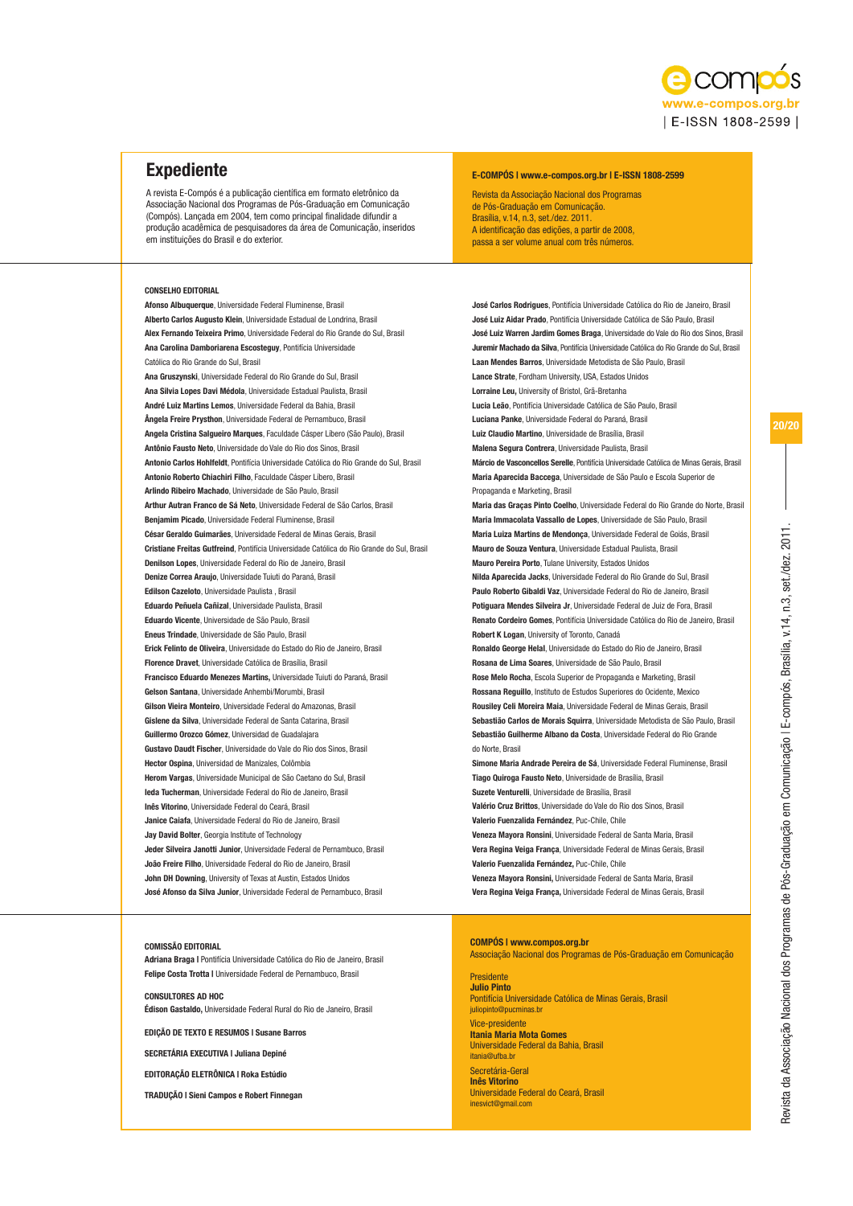# Expediente

A revista E-Compós é a publicação científica em formato eletrônico da Associação Nacional dos Programas de Pós-Graduação em Comunicação (Compós). Lançada em 2004, tem como principal finalidade difundir a produção acadêmica de pesquisadores da área de Comunicação, inseridos em instituições do Brasil e do exterior.

**E-COMPÓS | www.e-compos.org.br | E-ISSN 1808-2599**

Revista da Associação Nacional dos Programas de Pós-Graduação em Comunicação.
Brasília, v.14, n.3, set./dez. 2011.
A identificação das edições, a partir de 2008, passa a ser volume anual com três números.

### CONSELHO EDITORIAL

**Afonso Albuquerque**, Universidade Federal Fluminense, Brasil
**Alberto Carlos Augusto Klein**, Universidade Estadual de Londrina, Brasil
**Alex Fernando Teixeira Primo**, Universidade Federal do Rio Grande do Sul, Brasil
**Ana Carolina Damboriarena Escosteguy**, Pontifícia Universidade Católica do Rio Grande do Sul, Brasil
**Ana Gruszynski**, Universidade Federal do Rio Grande do Sul, Brasil
**Ana Silvia Lopes Davi Médola**, Universidade Estadual Paulista, Brasil
**André Luiz Martins Lemos**, Universidade Federal da Bahia, Brasil
**Ângela Freire Prysthon**, Universidade Federal de Pernambuco, Brasil
**Angela Cristina Salgueiro Marques**, Faculdade Cásper Líbero (São Paulo), Brasil
**Antônio Fausto Neto**, Universidade do Vale do Rio dos Sinos, Brasil
**Antonio Carlos Hohlfeldt**, Pontifícia Universidade Católica do Rio Grande do Sul, Brasil
**Antonio Roberto Chiachiri Filho**, Faculdade Cásper Líbero, Brasil
**Arlindo Ribeiro Machado**, Universidade de São Paulo, Brasil
**Arthur Autran Franco de Sá Neto**, Universidade Federal de São Carlos, Brasil
**Benjamim Picado**, Universidade Federal Fluminense, Brasil
**César Geraldo Guimarães**, Universidade Federal de Minas Gerais, Brasil
**Cristiane Freitas Gutfreind**, Pontifícia Universidade Católica do Rio Grande do Sul, Brasil
**Denilson Lopes**, Universidade Federal do Rio de Janeiro, Brasil
**Denize Correa Araujo**, Universidade Tuiuti do Paraná, Brasil
**Edilson Cazeloto**, Universidade Paulista , Brasil
**Eduardo Peñuela Cañizal**, Universidade Paulista, Brasil
**Eduardo Vicente**, Universidade de São Paulo, Brasil
**Eneus Trindade**, Universidade de São Paulo, Brasil
**Erick Felinto de Oliveira**, Universidade do Estado do Rio de Janeiro, Brasil
**Florence Dravet**, Universidade Católica de Brasília, Brasil
**Francisco Eduardo Menezes Martins,** Universidade Tuiuti do Paraná, Brasil
**Gelson Santana**, Universidade Anhembi/Morumbi, Brasil
**Gilson Vieira Monteiro**, Universidade Federal do Amazonas, Brasil
**Gislene da Silva**, Universidade Federal de Santa Catarina, Brasil
**Guillermo Orozco Gómez**, Universidad de Guadalajara
**Gustavo Daudt Fischer**, Universidade do Vale do Rio dos Sinos, Brasil
**Hector Ospina**, Universidad de Manizales, Colômbia
**Herom Vargas**, Universidade Municipal de São Caetano do Sul, Brasil
**Ieda Tucherman**, Universidade Federal do Rio de Janeiro, Brasil
**Inês Vitorino**, Universidade Federal do Ceará, Brasil
**Janice Caiafa**, Universidade Federal do Rio de Janeiro, Brasil
**Jay David Bolter**, Georgia Institute of Technology
**Jeder Silveira Janotti Junior**, Universidade Federal de Pernambuco, Brasil
**João Freire Filho**, Universidade Federal do Rio de Janeiro, Brasil
**John DH Downing**, University of Texas at Austin, Estados Unidos
**José Afonso da Silva Junior**, Universidade Federal de Pernambuco, Brasil
**José Carlos Rodrigues**, Pontifícia Universidade Católica do Rio de Janeiro, Brasil
**José Luiz Aidar Prado**, Pontifícia Universidade Católica de São Paulo, Brasil
**José Luiz Warren Jardim Gomes Braga**, Universidade do Vale do Rio dos Sinos, Brasil
**Juremir Machado da Silva**, Pontifícia Universidade Católica do Rio Grande do Sul, Brasil
**Laan Mendes Barros**, Universidade Metodista de São Paulo, Brasil
**Lance Strate**, Fordham University, USA, Estados Unidos
**Lorraine Leu,** University of Bristol, Grã-Bretanha
**Lucia Leão**, Pontifícia Universidade Católica de São Paulo, Brasil
**Luciana Panke**, Universidade Federal do Paraná, Brasil
**Luiz Claudio Martino**, Universidade de Brasília, Brasil
**Malena Segura Contrera**, Universidade Paulista, Brasil
**Márcio de Vasconcellos Serelle**, Pontifícia Universidade Católica de Minas Gerais, Brasil
**Maria Aparecida Baccega**, Universidade de São Paulo e Escola Superior de Propaganda e Marketing, Brasil
**Maria das Graças Pinto Coelho**, Universidade Federal do Rio Grande do Norte, Brasil
**Maria Immacolata Vassallo de Lopes**, Universidade de São Paulo, Brasil
**Maria Luiza Martins de Mendonça**, Universidade Federal de Goiás, Brasil
**Mauro de Souza Ventura**, Universidade Estadual Paulista, Brasil
**Mauro Pereira Porto**, Tulane University, Estados Unidos
**Nilda Aparecida Jacks**, Universidade Federal do Rio Grande do Sul, Brasil
**Paulo Roberto Gibaldi Vaz**, Universidade Federal do Rio de Janeiro, Brasil
**Potiguara Mendes Silveira Jr**, Universidade Federal de Juiz de Fora, Brasil
**Renato Cordeiro Gomes**, Pontifícia Universidade Católica do Rio de Janeiro, Brasil
**Robert K Logan**, University of Toronto, Canadá
**Ronaldo George Helal**, Universidade do Estado do Rio de Janeiro, Brasil
**Rosana de Lima Soares**, Universidade de São Paulo, Brasil
**Rose Melo Rocha**, Escola Superior de Propaganda e Marketing, Brasil
**Rossana Reguillo**, Instituto de Estudos Superiores do Ocidente, Mexico
**Rousiley Celi Moreira Maia**, Universidade Federal de Minas Gerais, Brasil
**Sebastião Carlos de Morais Squirra**, Universidade Metodista de São Paulo, Brasil
**Sebastião Guilherme Albano da Costa**, Universidade Federal do Rio Grande do Norte, Brasil
**Simone Maria Andrade Pereira de Sá**, Universidade Federal Fluminense, Brasil
**Tiago Quiroga Fausto Neto**, Universidade de Brasília, Brasil
**Suzete Venturelli**, Universidade de Brasília, Brasil
**Valério Cruz Brittos**, Universidade do Vale do Rio dos Sinos, Brasil
**Valerio Fuenzalida Fernández**, Puc-Chile, Chile
**Veneza Mayora Ronsini**, Universidade Federal de Santa Maria, Brasil
**Vera Regina Veiga França**, Universidade Federal de Minas Gerais, Brasil
**Valerio Fuenzalida Fernández,** Puc-Chile, Chile
**Veneza Mayora Ronsini,** Universidade Federal de Santa Maria, Brasil
**Vera Regina Veiga França,** Universidade Federal de Minas Gerais, Brasil

### COMISSÃO EDITORIAL

**Adriana Braga |** Pontifícia Universidade Católica do Rio de Janeiro, Brasil
**Felipe Costa Trotta |** Universidade Federal de Pernambuco, Brasil

### CONSULTORES AD HOC

**Édison Gastaldo,** Universidade Federal Rural do Rio de Janeiro, Brasil

**EDIÇÃO DE TEXTO E RESUMOS | Susane Barros**

**SECRETÁRIA EXECUTIVA | Juliana Depiné**

**EDITORAÇÃO ELETRÔNICA | Roka Estúdio**

**TRADUÇÃO | Sieni Campos e Robert Finnegan**

**COMPÓS | www.compos.org.br**
Associação Nacional dos Programas de Pós-Graduação em Comunicação

Presidente
**Julio Pinto**
Pontifícia Universidade Católica de Minas Gerais, Brasil
juliopinto@pucminas.br

Vice-presidente
**Itania Maria Mota Gomes**
Universidade Federal da Bahia, Brasil
itania@ufba.br

Secretária-Geral
**Inês Vitorino**
Universidade Federal do Ceará, Brasil
inesvict@gmail.com